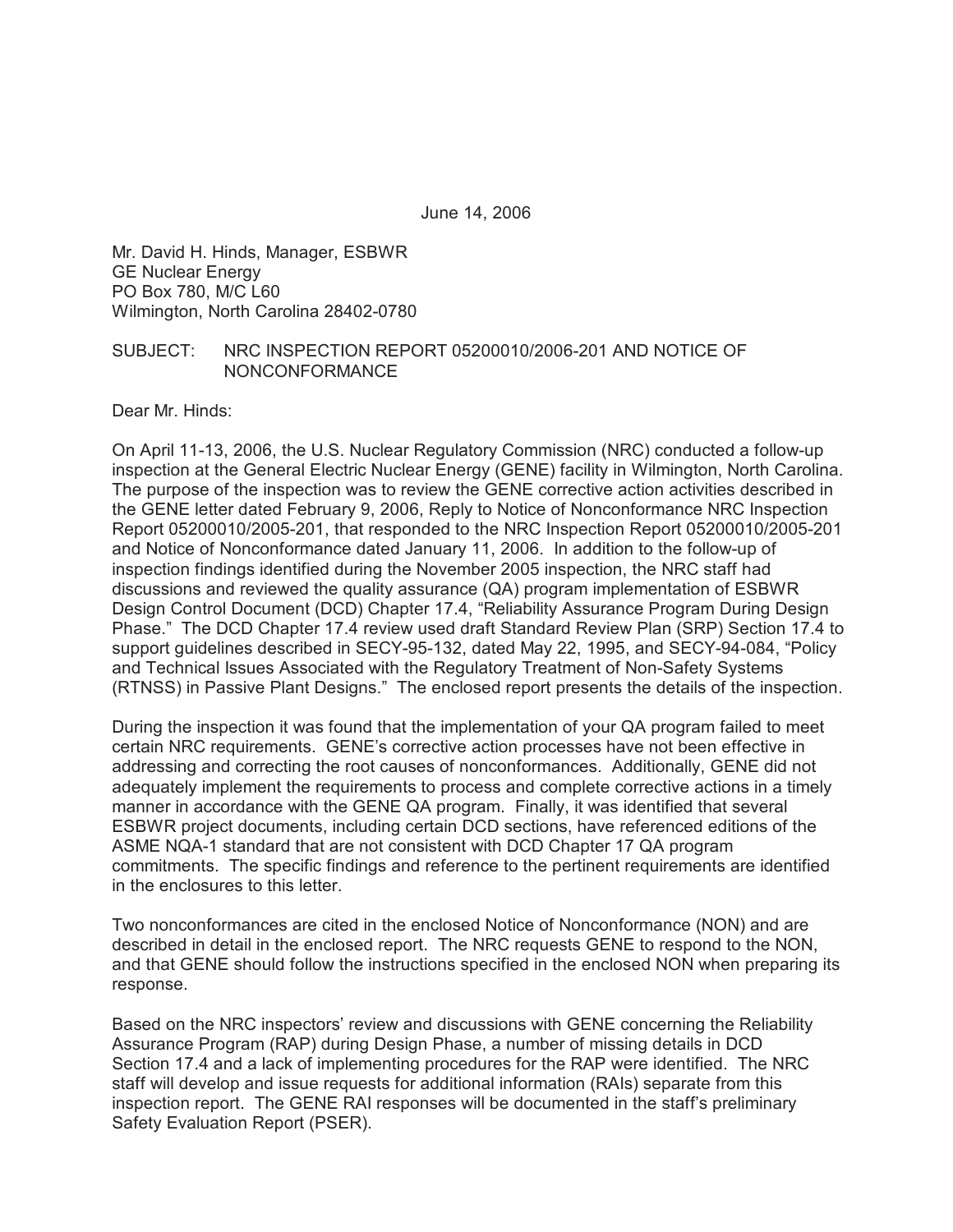June 14, 2006

Mr. David H. Hinds, Manager, ESBWR
GE Nuclear Energy
PO Box 780, M/C L60
Wilmington, North Carolina 28402-0780

SUBJECT: NRC INSPECTION REPORT 05200010/2006-201 AND NOTICE OF NONCONFORMANCE

Dear Mr. Hinds:

On April 11-13, 2006, the U.S. Nuclear Regulatory Commission (NRC) conducted a follow-up inspection at the General Electric Nuclear Energy (GENE) facility in Wilmington, North Carolina. The purpose of the inspection was to review the GENE corrective action activities described in the GENE letter dated February 9, 2006, Reply to Notice of Nonconformance NRC Inspection Report 05200010/2005-201, that responded to the NRC Inspection Report 05200010/2005-201 and Notice of Nonconformance dated January 11, 2006. In addition to the follow-up of inspection findings identified during the November 2005 inspection, the NRC staff had discussions and reviewed the quality assurance (QA) program implementation of ESBWR Design Control Document (DCD) Chapter 17.4, "Reliability Assurance Program During Design Phase." The DCD Chapter 17.4 review used draft Standard Review Plan (SRP) Section 17.4 to support guidelines described in SECY-95-132, dated May 22, 1995, and SECY-94-084, "Policy and Technical Issues Associated with the Regulatory Treatment of Non-Safety Systems (RTNSS) in Passive Plant Designs." The enclosed report presents the details of the inspection.

During the inspection it was found that the implementation of your QA program failed to meet certain NRC requirements. GENE's corrective action processes have not been effective in addressing and correcting the root causes of nonconformances. Additionally, GENE did not adequately implement the requirements to process and complete corrective actions in a timely manner in accordance with the GENE QA program. Finally, it was identified that several ESBWR project documents, including certain DCD sections, have referenced editions of the ASME NQA-1 standard that are not consistent with DCD Chapter 17 QA program commitments. The specific findings and reference to the pertinent requirements are identified in the enclosures to this letter.

Two nonconformances are cited in the enclosed Notice of Nonconformance (NON) and are described in detail in the enclosed report. The NRC requests GENE to respond to the NON, and that GENE should follow the instructions specified in the enclosed NON when preparing its response.

Based on the NRC inspectors' review and discussions with GENE concerning the Reliability Assurance Program (RAP) during Design Phase, a number of missing details in DCD Section 17.4 and a lack of implementing procedures for the RAP were identified. The NRC staff will develop and issue requests for additional information (RAIs) separate from this inspection report. The GENE RAI responses will be documented in the staff's preliminary Safety Evaluation Report (PSER).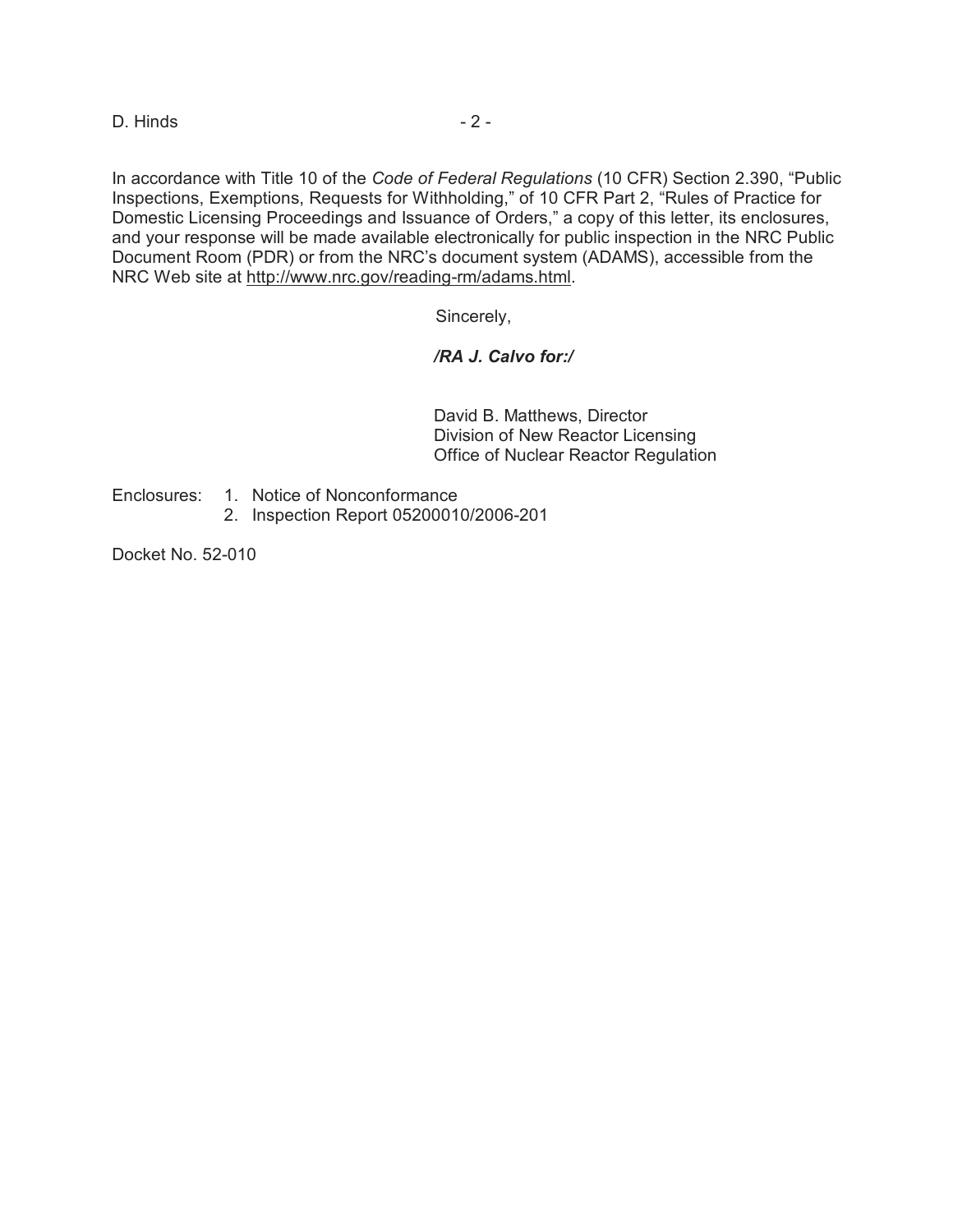In accordance with Title 10 of the *Code of Federal Regulations* (10 CFR) Section 2.390, "Public Inspections, Exemptions, Requests for Withholding," of 10 CFR Part 2, "Rules of Practice for Domestic Licensing Proceedings and Issuance of Orders," a copy of this letter, its enclosures, and your response will be made available electronically for public inspection in the NRC Public Document Room (PDR) or from the NRC's document system (ADAMS), accessible from the NRC Web site at http://www.nrc.gov/reading-rm/adams.html.

Sincerely,

***/RA J. Calvo for:/***

David B. Matthews, Director
Division of New Reactor Licensing
Office of Nuclear Reactor Regulation

Enclosures:
1. Notice of Nonconformance
2. Inspection Report 05200010/2006-201

Docket No. 52-010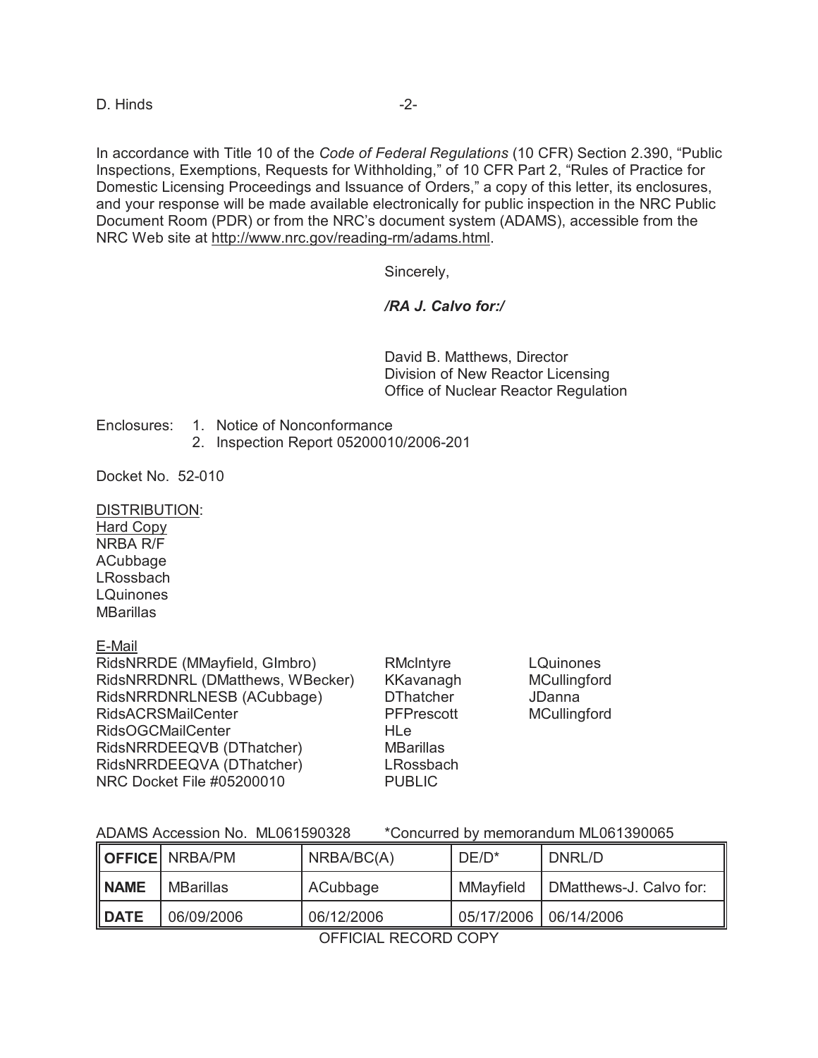In accordance with Title 10 of the *Code of Federal Regulations* (10 CFR) Section 2.390, "Public Inspections, Exemptions, Requests for Withholding," of 10 CFR Part 2, "Rules of Practice for Domestic Licensing Proceedings and Issuance of Orders," a copy of this letter, its enclosures, and your response will be made available electronically for public inspection in the NRC Public Document Room (PDR) or from the NRC's document system (ADAMS), accessible from the NRC Web site at http://www.nrc.gov/reading-rm/adams.html.

Sincerely,

***/RA J. Calvo for:/***

David B. Matthews, Director
Division of New Reactor Licensing
Office of Nuclear Reactor Regulation

Enclosures:
1. Notice of Nonconformance
2. Inspection Report 05200010/2006-201

Docket No. 52-010

DISTRIBUTION:

Hard Copy
NRBA R/F
ACubbage
LRossbach
LQuinones
MBarillas

E-Mail
RidsNRRDE (MMayfield, GImbro)
RidsNRRDNRL (DMatthews, WBecker)
RidsNRRDNRLNESB (ACubbage)
RidsACRSMailCenter
RidsOGCMailCenter
RidsNRRDEEQVB (DThatcher)
RidsNRRDEEQVA (DThatcher)
NRC Docket File #05200010
RMcIntyre
KKavanagh
DThatcher
PFPrescott
HLe
MBarillas
LRossbach
PUBLIC
LQuinones
MCullingford
JDanna
MCullingford

ADAMS Accession No. ML061590328 *Concurred by memorandum ML061390065

| OFFICE | NRBA/PM | NRBA/BC(A) | DE/D* | DNRL/D |
|---|---|---|---|---|
| NAME | MBarillas | ACubbage | MMayfield | DMatthews-J. Calvo for: |
| DATE | 06/09/2006 | 06/12/2006 | 05/17/2006 | 06/14/2006 |

OFFICIAL RECORD COPY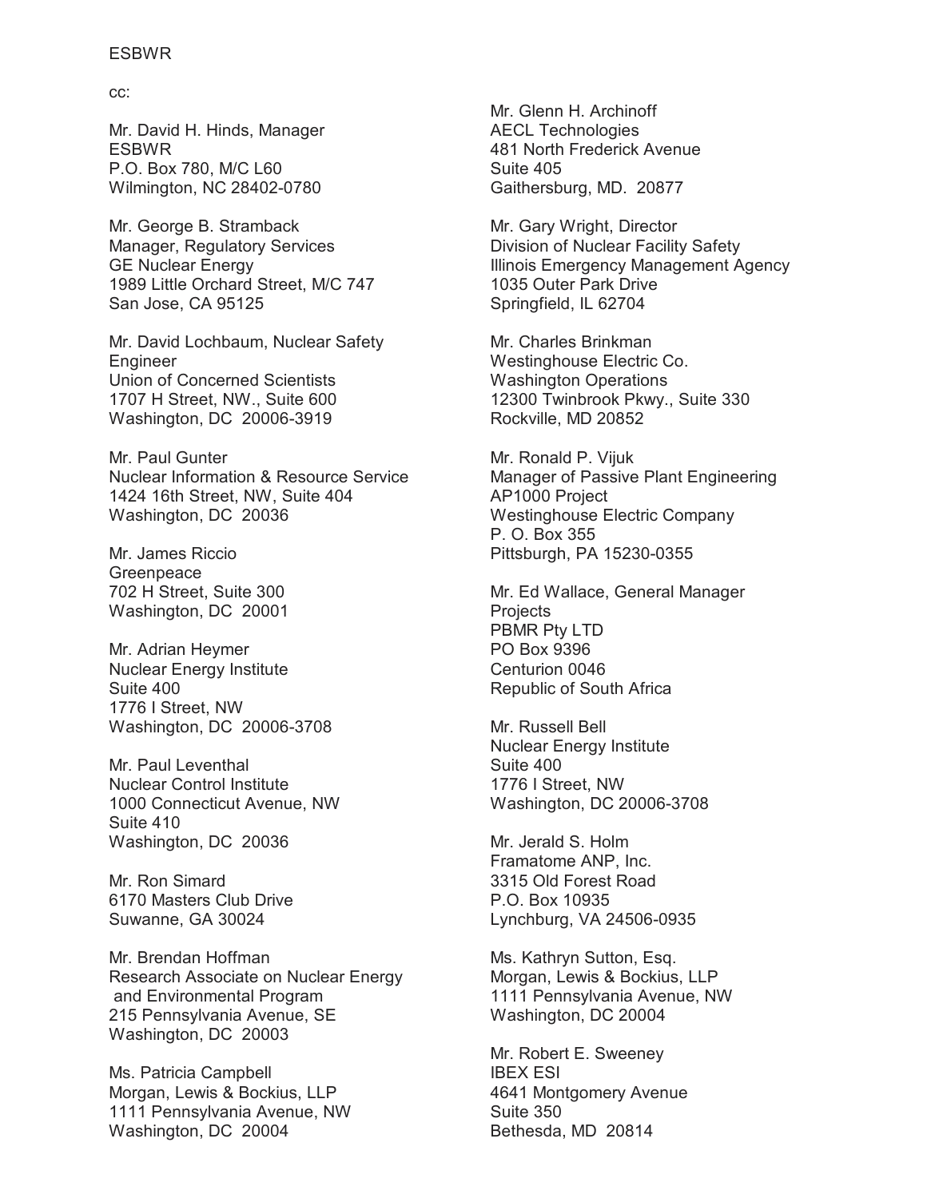ESBWR

cc:

Mr. David H. Hinds, Manager
ESBWR
P.O. Box 780, M/C L60
Wilmington, NC 28402-0780

Mr. George B. Stramback
Manager, Regulatory Services
GE Nuclear Energy
1989 Little Orchard Street, M/C 747
San Jose, CA 95125

Mr. David Lochbaum, Nuclear Safety Engineer
Union of Concerned Scientists
1707 H Street, NW., Suite 600
Washington, DC 20006-3919

Mr. Paul Gunter
Nuclear Information & Resource Service
1424 16th Street, NW, Suite 404
Washington, DC 20036

Mr. James Riccio
Greenpeace
702 H Street, Suite 300
Washington, DC 20001

Mr. Adrian Heymer
Nuclear Energy Institute
Suite 400
1776 I Street, NW
Washington, DC 20006-3708

Mr. Paul Leventhal
Nuclear Control Institute
1000 Connecticut Avenue, NW
Suite 410
Washington, DC 20036

Mr. Ron Simard
6170 Masters Club Drive
Suwanne, GA 30024

Mr. Brendan Hoffman
Research Associate on Nuclear Energy and Environmental Program
215 Pennsylvania Avenue, SE
Washington, DC 20003

Ms. Patricia Campbell
Morgan, Lewis & Bockius, LLP
1111 Pennsylvania Avenue, NW
Washington, DC 20004

Mr. Glenn H. Archinoff
AECL Technologies
481 North Frederick Avenue
Suite 405
Gaithersburg, MD. 20877

Mr. Gary Wright, Director
Division of Nuclear Facility Safety
Illinois Emergency Management Agency
1035 Outer Park Drive
Springfield, IL 62704

Mr. Charles Brinkman
Westinghouse Electric Co.
Washington Operations
12300 Twinbrook Pkwy., Suite 330
Rockville, MD 20852

Mr. Ronald P. Vijuk
Manager of Passive Plant Engineering
AP1000 Project
Westinghouse Electric Company
P. O. Box 355
Pittsburgh, PA 15230-0355

Mr. Ed Wallace, General Manager
Projects
PBMR Pty LTD
PO Box 9396
Centurion 0046
Republic of South Africa

Mr. Russell Bell
Nuclear Energy Institute
Suite 400
1776 I Street, NW
Washington, DC 20006-3708

Mr. Jerald S. Holm
Framatome ANP, Inc.
3315 Old Forest Road
P.O. Box 10935
Lynchburg, VA 24506-0935

Ms. Kathryn Sutton, Esq.
Morgan, Lewis & Bockius, LLP
1111 Pennsylvania Avenue, NW
Washington, DC 20004

Mr. Robert E. Sweeney
IBEX ESI
4641 Montgomery Avenue
Suite 350
Bethesda, MD 20814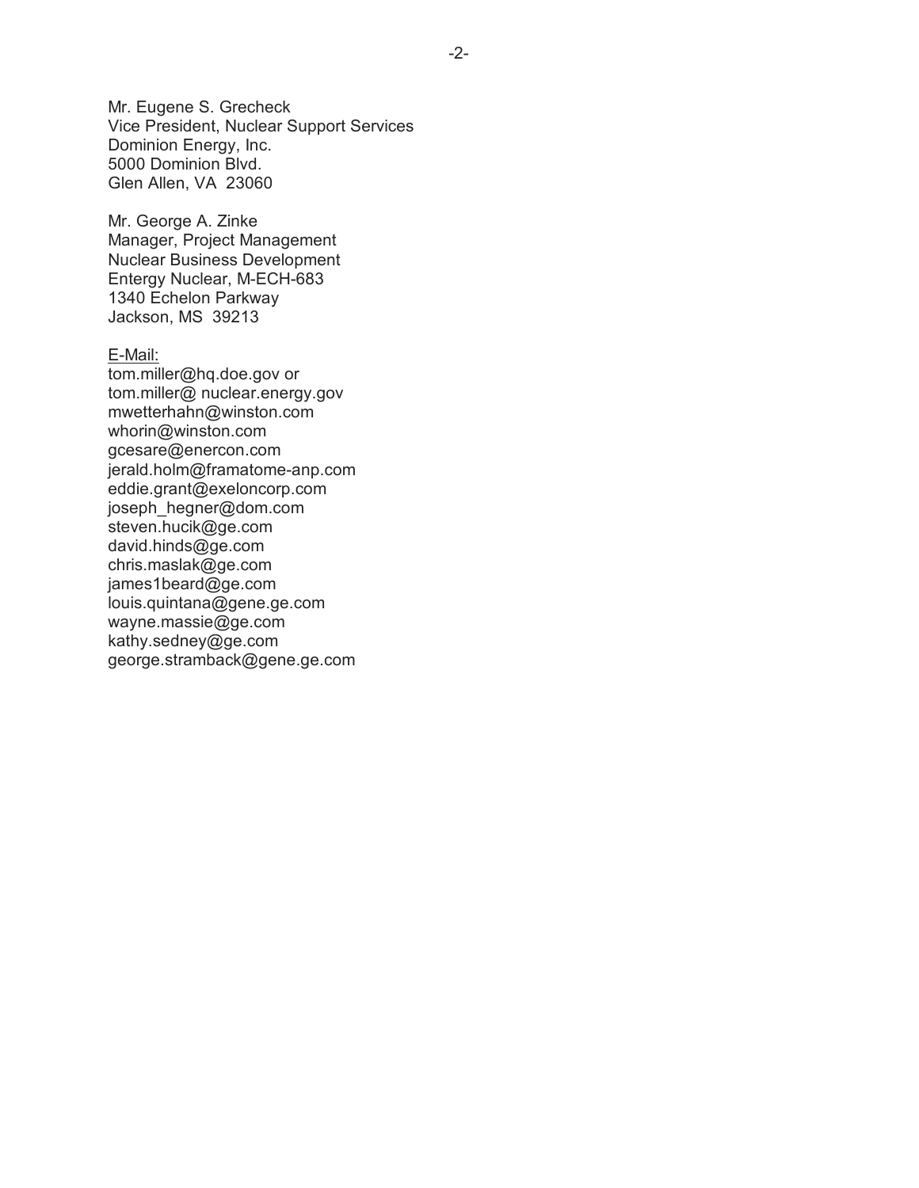Mr. Eugene S. Grecheck
Vice President, Nuclear Support Services
Dominion Energy, Inc.
5000 Dominion Blvd.
Glen Allen, VA  23060

Mr. George A. Zinke
Manager, Project Management
Nuclear Business Development
Entergy Nuclear, M-ECH-683
1340 Echelon Parkway
Jackson, MS  39213

<u>E-Mail:</u>
tom.miller@hq.doe.gov or
tom.miller@ nuclear.energy.gov
mwetterhahn@winston.com
whorin@winston.com
gcesare@enercon.com
jerald.holm@framatome-anp.com
eddie.grant@exeloncorp.com
joseph_hegner@dom.com
steven.hucik@ge.com
david.hinds@ge.com
chris.maslak@ge.com
james1beard@ge.com
louis.quintana@gene.ge.com
wayne.massie@ge.com
kathy.sedney@ge.com
george.stramback@gene.ge.com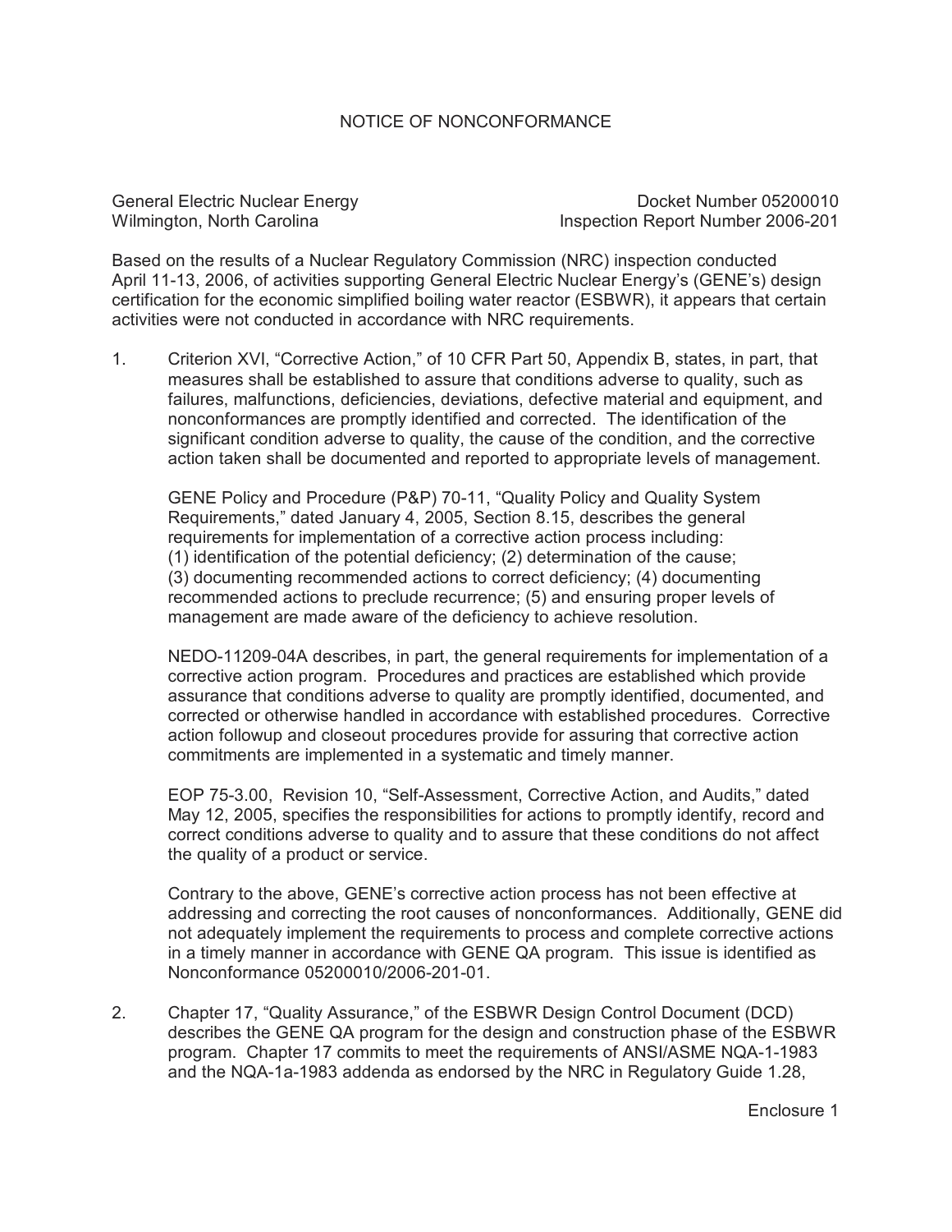# NOTICE OF NONCONFORMANCE

General Electric Nuclear Energy
Wilmington, North Carolina

Docket Number 05200010
Inspection Report Number 2006-201

Based on the results of a Nuclear Regulatory Commission (NRC) inspection conducted April 11-13, 2006, of activities supporting General Electric Nuclear Energy's (GENE's) design certification for the economic simplified boiling water reactor (ESBWR), it appears that certain activities were not conducted in accordance with NRC requirements.

1. Criterion XVI, "Corrective Action," of 10 CFR Part 50, Appendix B, states, in part, that measures shall be established to assure that conditions adverse to quality, such as failures, malfunctions, deficiencies, deviations, defective material and equipment, and nonconformances are promptly identified and corrected. The identification of the significant condition adverse to quality, the cause of the condition, and the corrective action taken shall be documented and reported to appropriate levels of management.

   GENE Policy and Procedure (P&P) 70-11, "Quality Policy and Quality System Requirements," dated January 4, 2005, Section 8.15, describes the general requirements for implementation of a corrective action process including: (1) identification of the potential deficiency; (2) determination of the cause; (3) documenting recommended actions to correct deficiency; (4) documenting recommended actions to preclude recurrence; (5) and ensuring proper levels of management are made aware of the deficiency to achieve resolution.

   NEDO-11209-04A describes, in part, the general requirements for implementation of a corrective action program. Procedures and practices are established which provide assurance that conditions adverse to quality are promptly identified, documented, and corrected or otherwise handled in accordance with established procedures. Corrective action followup and closeout procedures provide for assuring that corrective action commitments are implemented in a systematic and timely manner.

   EOP 75-3.00, Revision 10, "Self-Assessment, Corrective Action, and Audits," dated May 12, 2005, specifies the responsibilities for actions to promptly identify, record and correct conditions adverse to quality and to assure that these conditions do not affect the quality of a product or service.

   Contrary to the above, GENE's corrective action process has not been effective at addressing and correcting the root causes of nonconformances. Additionally, GENE did not adequately implement the requirements to process and complete corrective actions in a timely manner in accordance with GENE QA program. This issue is identified as Nonconformance 05200010/2006-201-01.

2. Chapter 17, "Quality Assurance," of the ESBWR Design Control Document (DCD) describes the GENE QA program for the design and construction phase of the ESBWR program. Chapter 17 commits to meet the requirements of ANSI/ASME NQA-1-1983 and the NQA-1a-1983 addenda as endorsed by the NRC in Regulatory Guide 1.28,

Enclosure 1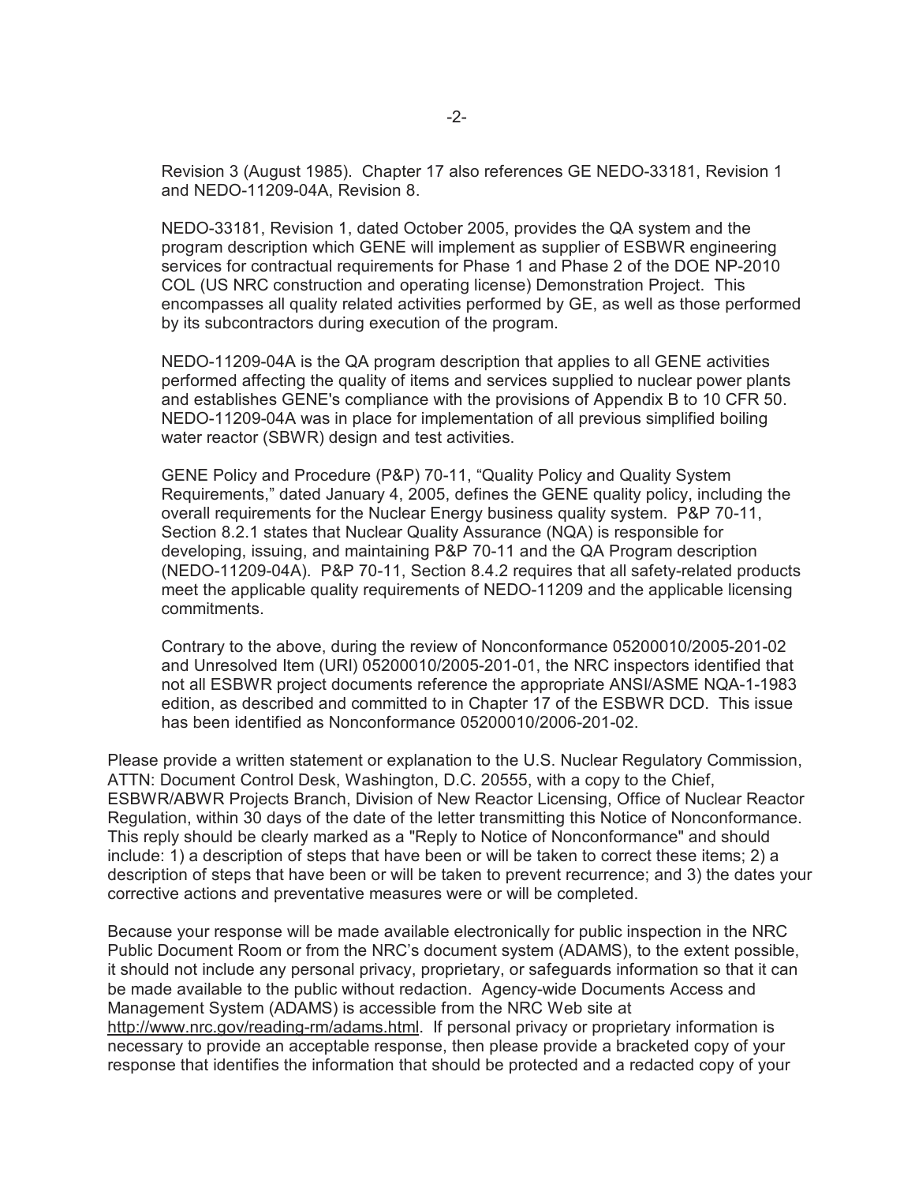Revision 3 (August 1985). Chapter 17 also references GE NEDO-33181, Revision 1 and NEDO-11209-04A, Revision 8.

NEDO-33181, Revision 1, dated October 2005, provides the QA system and the program description which GENE will implement as supplier of ESBWR engineering services for contractual requirements for Phase 1 and Phase 2 of the DOE NP-2010 COL (US NRC construction and operating license) Demonstration Project. This encompasses all quality related activities performed by GE, as well as those performed by its subcontractors during execution of the program.

NEDO-11209-04A is the QA program description that applies to all GENE activities performed affecting the quality of items and services supplied to nuclear power plants and establishes GENE's compliance with the provisions of Appendix B to 10 CFR 50. NEDO-11209-04A was in place for implementation of all previous simplified boiling water reactor (SBWR) design and test activities.

GENE Policy and Procedure (P&P) 70-11, "Quality Policy and Quality System Requirements," dated January 4, 2005, defines the GENE quality policy, including the overall requirements for the Nuclear Energy business quality system. P&P 70-11, Section 8.2.1 states that Nuclear Quality Assurance (NQA) is responsible for developing, issuing, and maintaining P&P 70-11 and the QA Program description (NEDO-11209-04A). P&P 70-11, Section 8.4.2 requires that all safety-related products meet the applicable quality requirements of NEDO-11209 and the applicable licensing commitments.

Contrary to the above, during the review of Nonconformance 05200010/2005-201-02 and Unresolved Item (URI) 05200010/2005-201-01, the NRC inspectors identified that not all ESBWR project documents reference the appropriate ANSI/ASME NQA-1-1983 edition, as described and committed to in Chapter 17 of the ESBWR DCD. This issue has been identified as Nonconformance 05200010/2006-201-02.

Please provide a written statement or explanation to the U.S. Nuclear Regulatory Commission, ATTN: Document Control Desk, Washington, D.C. 20555, with a copy to the Chief, ESBWR/ABWR Projects Branch, Division of New Reactor Licensing, Office of Nuclear Reactor Regulation, within 30 days of the date of the letter transmitting this Notice of Nonconformance. This reply should be clearly marked as a "Reply to Notice of Nonconformance" and should include: 1) a description of steps that have been or will be taken to correct these items; 2) a description of steps that have been or will be taken to prevent recurrence; and 3) the dates your corrective actions and preventative measures were or will be completed.

Because your response will be made available electronically for public inspection in the NRC Public Document Room or from the NRC's document system (ADAMS), to the extent possible, it should not include any personal privacy, proprietary, or safeguards information so that it can be made available to the public without redaction. Agency-wide Documents Access and Management System (ADAMS) is accessible from the NRC Web site at http://www.nrc.gov/reading-rm/adams.html. If personal privacy or proprietary information is necessary to provide an acceptable response, then please provide a bracketed copy of your response that identifies the information that should be protected and a redacted copy of your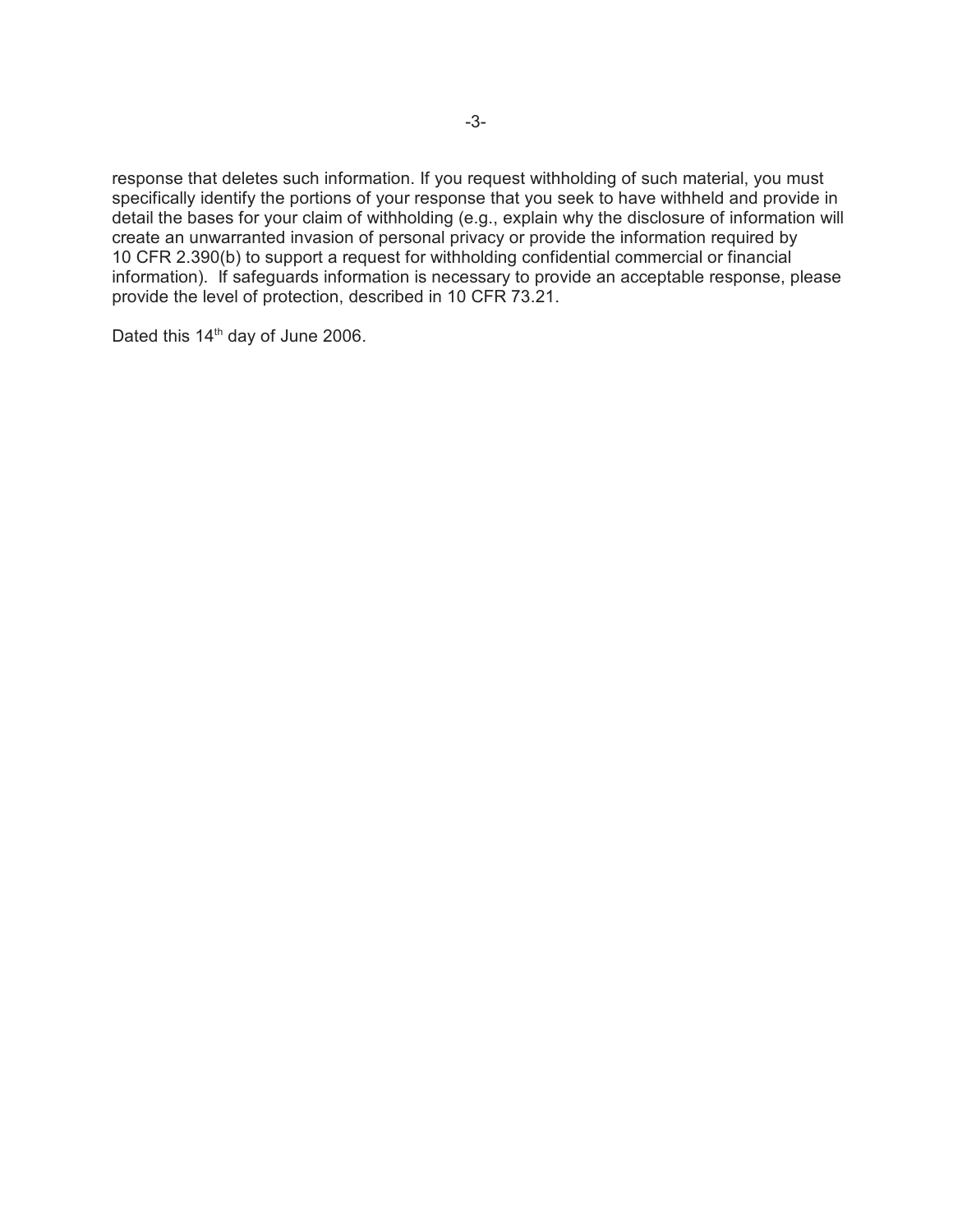response that deletes such information. If you request withholding of such material, you must specifically identify the portions of your response that you seek to have withheld and provide in detail the bases for your claim of withholding (e.g., explain why the disclosure of information will create an unwarranted invasion of personal privacy or provide the information required by 10 CFR 2.390(b) to support a request for withholding confidential commercial or financial information). If safeguards information is necessary to provide an acceptable response, please provide the level of protection, described in 10 CFR 73.21.

Dated this 14th day of June 2006.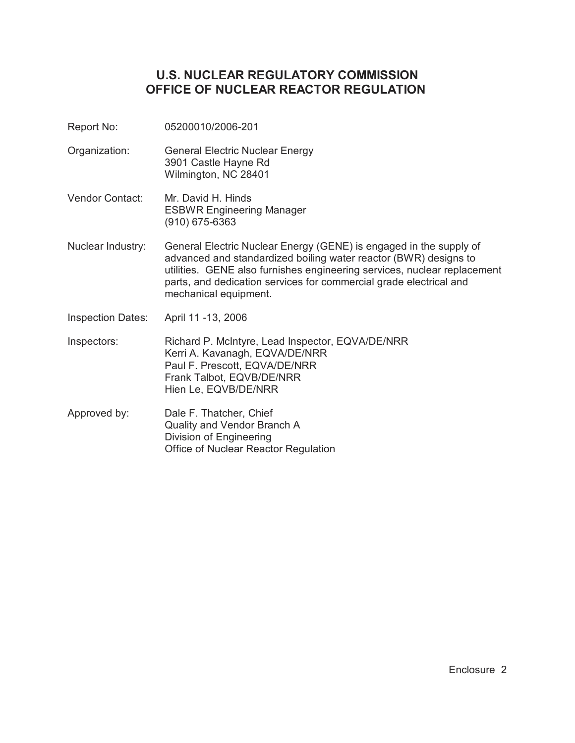# U.S. NUCLEAR REGULATORY COMMISSION
# OFFICE OF NUCLEAR REACTOR REGULATION

| | |
|---|---|
| Report No: | 05200010/2006-201 |
| Organization: | General Electric Nuclear Energy<br>3901 Castle Hayne Rd<br>Wilmington, NC 28401 |
| Vendor Contact: | Mr. David H. Hinds<br>ESBWR Engineering Manager<br>(910) 675-6363 |
| Nuclear Industry: | General Electric Nuclear Energy (GENE) is engaged in the supply of advanced and standardized boiling water reactor (BWR) designs to utilities. GENE also furnishes engineering services, nuclear replacement parts, and dedication services for commercial grade electrical and mechanical equipment. |
| Inspection Dates: | April 11 -13, 2006 |
| Inspectors: | Richard P. McIntyre, Lead Inspector, EQVA/DE/NRR<br>Kerri A. Kavanagh, EQVA/DE/NRR<br>Paul F. Prescott, EQVA/DE/NRR<br>Frank Talbot, EQVB/DE/NRR<br>Hien Le, EQVB/DE/NRR |
| Approved by: | Dale F. Thatcher, Chief<br>Quality and Vendor Branch A<br>Division of Engineering<br>Office of Nuclear Reactor Regulation |

Enclosure 2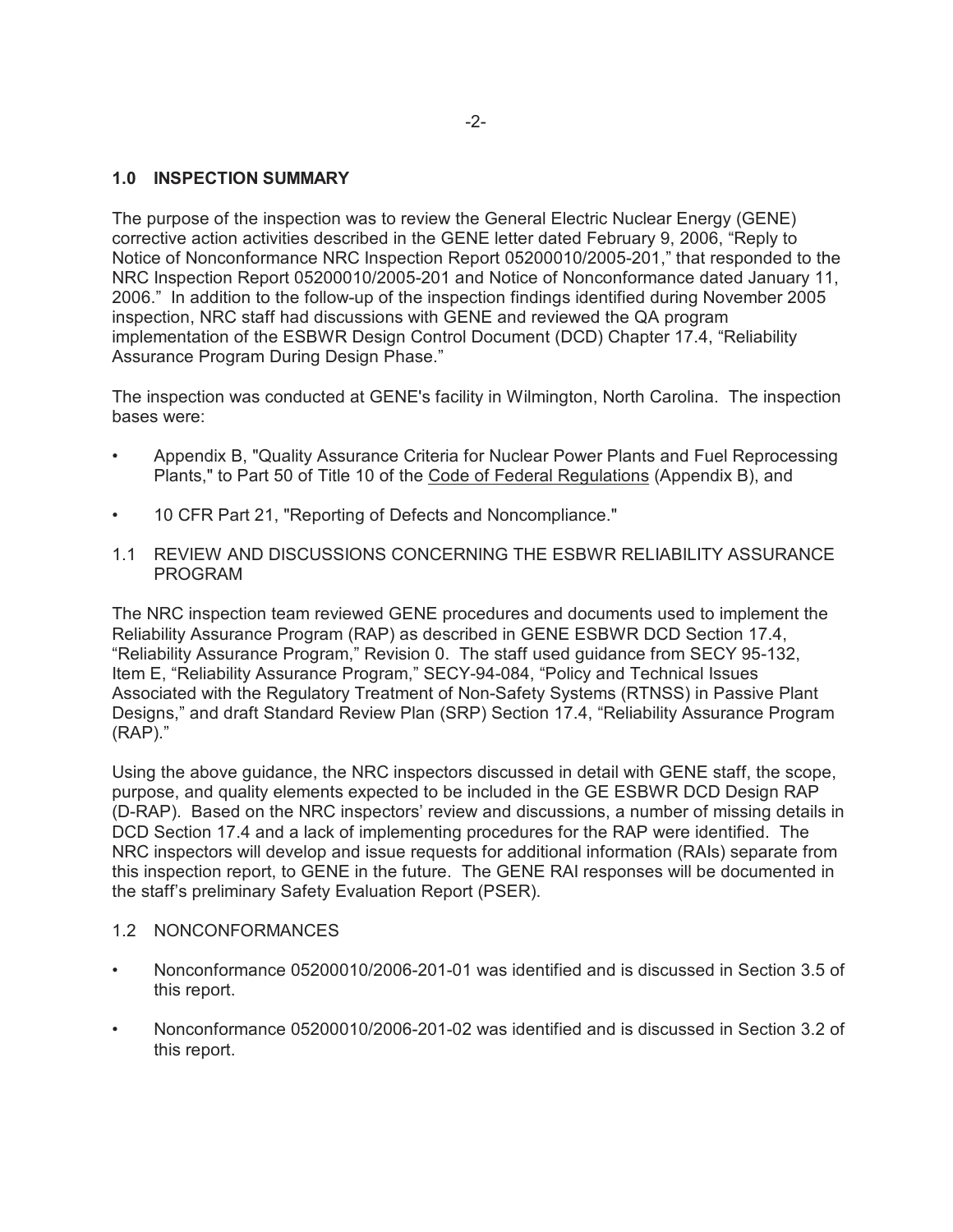## 1.0 INSPECTION SUMMARY

The purpose of the inspection was to review the General Electric Nuclear Energy (GENE) corrective action activities described in the GENE letter dated February 9, 2006, "Reply to Notice of Nonconformance NRC Inspection Report 05200010/2005-201," that responded to the NRC Inspection Report 05200010/2005-201 and Notice of Nonconformance dated January 11, 2006." In addition to the follow-up of the inspection findings identified during November 2005 inspection, NRC staff had discussions with GENE and reviewed the QA program implementation of the ESBWR Design Control Document (DCD) Chapter 17.4, "Reliability Assurance Program During Design Phase."

The inspection was conducted at GENE's facility in Wilmington, North Carolina. The inspection bases were:

- Appendix B, "Quality Assurance Criteria for Nuclear Power Plants and Fuel Reprocessing Plants," to Part 50 of Title 10 of the Code of Federal Regulations (Appendix B), and
- 10 CFR Part 21, "Reporting of Defects and Noncompliance."

### 1.1 REVIEW AND DISCUSSIONS CONCERNING THE ESBWR RELIABILITY ASSURANCE PROGRAM

The NRC inspection team reviewed GENE procedures and documents used to implement the Reliability Assurance Program (RAP) as described in GENE ESBWR DCD Section 17.4, "Reliability Assurance Program," Revision 0. The staff used guidance from SECY 95-132, Item E, "Reliability Assurance Program," SECY-94-084, "Policy and Technical Issues Associated with the Regulatory Treatment of Non-Safety Systems (RTNSS) in Passive Plant Designs," and draft Standard Review Plan (SRP) Section 17.4, "Reliability Assurance Program (RAP)."

Using the above guidance, the NRC inspectors discussed in detail with GENE staff, the scope, purpose, and quality elements expected to be included in the GE ESBWR DCD Design RAP (D-RAP). Based on the NRC inspectors' review and discussions, a number of missing details in DCD Section 17.4 and a lack of implementing procedures for the RAP were identified. The NRC inspectors will develop and issue requests for additional information (RAIs) separate from this inspection report, to GENE in the future. The GENE RAI responses will be documented in the staff's preliminary Safety Evaluation Report (PSER).

### 1.2 NONCONFORMANCES

- Nonconformance 05200010/2006-201-01 was identified and is discussed in Section 3.5 of this report.
- Nonconformance 05200010/2006-201-02 was identified and is discussed in Section 3.2 of this report.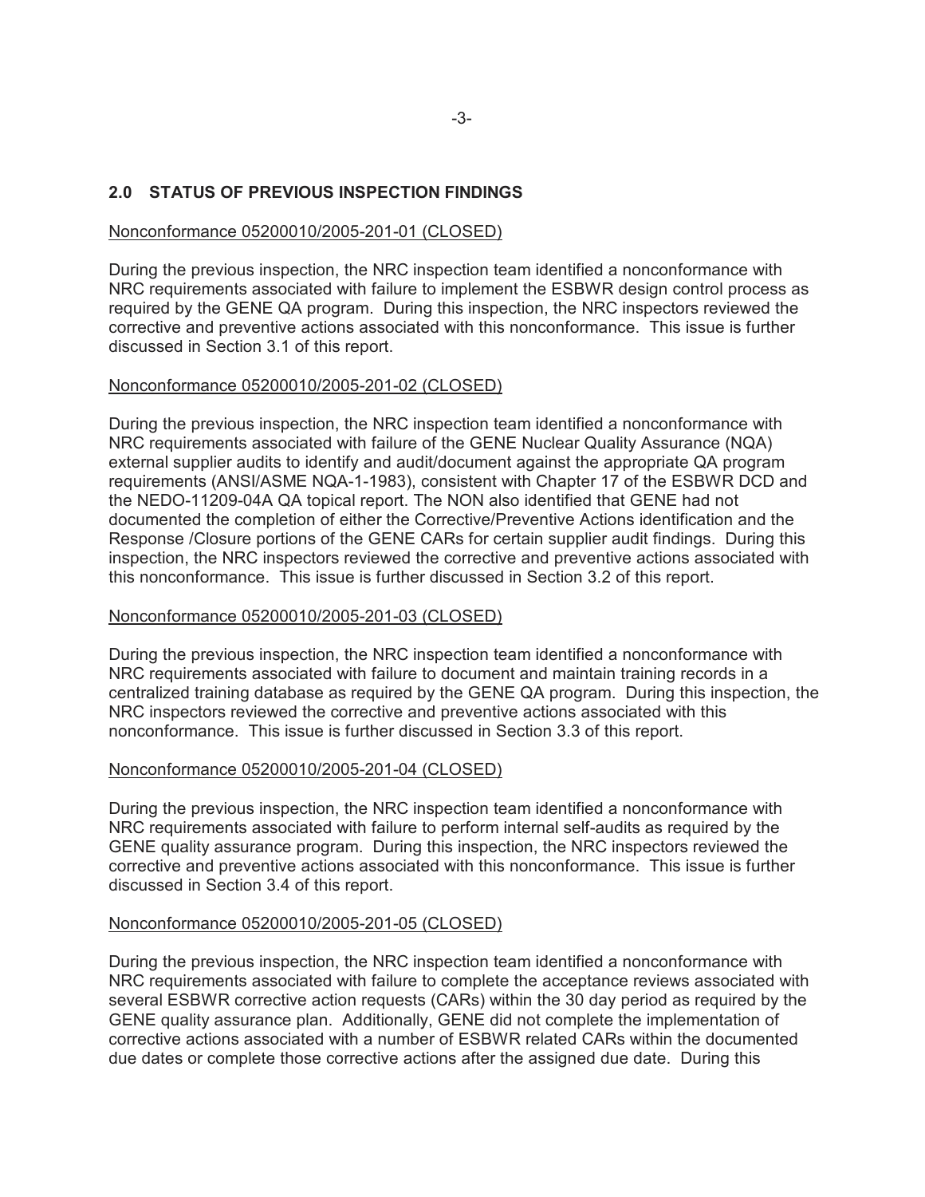## 2.0 STATUS OF PREVIOUS INSPECTION FINDINGS

<u>Nonconformance 05200010/2005-201-01 (CLOSED)</u>

During the previous inspection, the NRC inspection team identified a nonconformance with NRC requirements associated with failure to implement the ESBWR design control process as required by the GENE QA program. During this inspection, the NRC inspectors reviewed the corrective and preventive actions associated with this nonconformance. This issue is further discussed in Section 3.1 of this report.

<u>Nonconformance 05200010/2005-201-02 (CLOSED)</u>

During the previous inspection, the NRC inspection team identified a nonconformance with NRC requirements associated with failure of the GENE Nuclear Quality Assurance (NQA) external supplier audits to identify and audit/document against the appropriate QA program requirements (ANSI/ASME NQA-1-1983), consistent with Chapter 17 of the ESBWR DCD and the NEDO-11209-04A QA topical report. The NON also identified that GENE had not documented the completion of either the Corrective/Preventive Actions identification and the Response /Closure portions of the GENE CARs for certain supplier audit findings. During this inspection, the NRC inspectors reviewed the corrective and preventive actions associated with this nonconformance. This issue is further discussed in Section 3.2 of this report.

<u>Nonconformance 05200010/2005-201-03 (CLOSED)</u>

During the previous inspection, the NRC inspection team identified a nonconformance with NRC requirements associated with failure to document and maintain training records in a centralized training database as required by the GENE QA program. During this inspection, the NRC inspectors reviewed the corrective and preventive actions associated with this nonconformance. This issue is further discussed in Section 3.3 of this report.

<u>Nonconformance 05200010/2005-201-04 (CLOSED)</u>

During the previous inspection, the NRC inspection team identified a nonconformance with NRC requirements associated with failure to perform internal self-audits as required by the GENE quality assurance program. During this inspection, the NRC inspectors reviewed the corrective and preventive actions associated with this nonconformance. This issue is further discussed in Section 3.4 of this report.

<u>Nonconformance 05200010/2005-201-05 (CLOSED)</u>

During the previous inspection, the NRC inspection team identified a nonconformance with NRC requirements associated with failure to complete the acceptance reviews associated with several ESBWR corrective action requests (CARs) within the 30 day period as required by the GENE quality assurance plan. Additionally, GENE did not complete the implementation of corrective actions associated with a number of ESBWR related CARs within the documented due dates or complete those corrective actions after the assigned due date. During this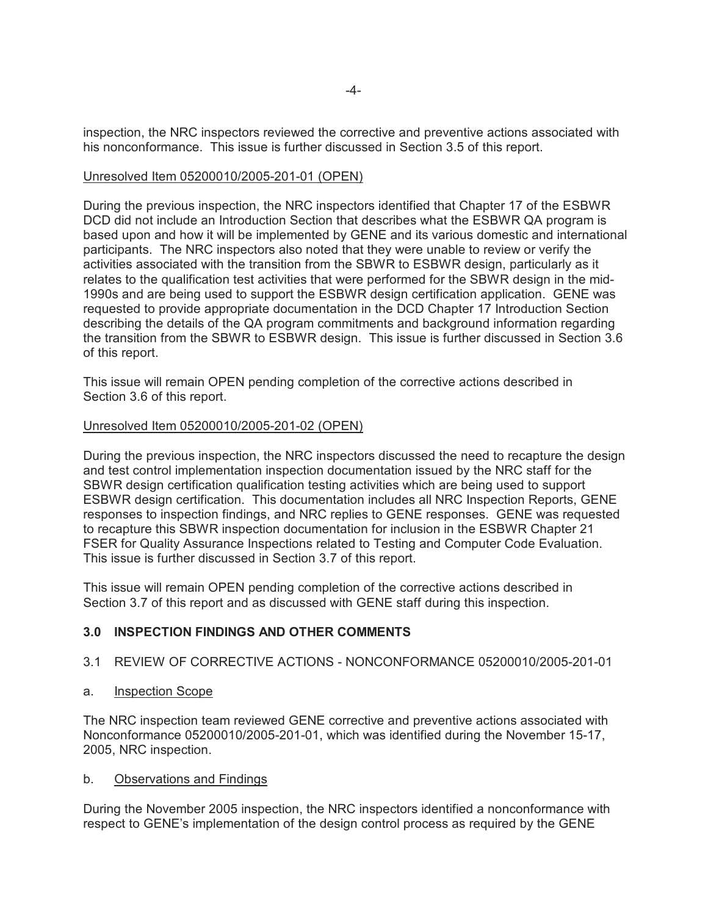inspection, the NRC inspectors reviewed the corrective and preventive actions associated with his nonconformance. This issue is further discussed in Section 3.5 of this report.

Unresolved Item 05200010/2005-201-01 (OPEN)

During the previous inspection, the NRC inspectors identified that Chapter 17 of the ESBWR DCD did not include an Introduction Section that describes what the ESBWR QA program is based upon and how it will be implemented by GENE and its various domestic and international participants. The NRC inspectors also noted that they were unable to review or verify the activities associated with the transition from the SBWR to ESBWR design, particularly as it relates to the qualification test activities that were performed for the SBWR design in the mid-1990s and are being used to support the ESBWR design certification application. GENE was requested to provide appropriate documentation in the DCD Chapter 17 Introduction Section describing the details of the QA program commitments and background information regarding the transition from the SBWR to ESBWR design. This issue is further discussed in Section 3.6 of this report.

This issue will remain OPEN pending completion of the corrective actions described in Section 3.6 of this report.

Unresolved Item 05200010/2005-201-02 (OPEN)

During the previous inspection, the NRC inspectors discussed the need to recapture the design and test control implementation inspection documentation issued by the NRC staff for the SBWR design certification qualification testing activities which are being used to support ESBWR design certification. This documentation includes all NRC Inspection Reports, GENE responses to inspection findings, and NRC replies to GENE responses. GENE was requested to recapture this SBWR inspection documentation for inclusion in the ESBWR Chapter 21 FSER for Quality Assurance Inspections related to Testing and Computer Code Evaluation. This issue is further discussed in Section 3.7 of this report.

This issue will remain OPEN pending completion of the corrective actions described in Section 3.7 of this report and as discussed with GENE staff during this inspection.

## 3.0 INSPECTION FINDINGS AND OTHER COMMENTS

### 3.1 REVIEW OF CORRECTIVE ACTIONS - NONCONFORMANCE 05200010/2005-201-01

a. Inspection Scope

The NRC inspection team reviewed GENE corrective and preventive actions associated with Nonconformance 05200010/2005-201-01, which was identified during the November 15-17, 2005, NRC inspection.

b. Observations and Findings

During the November 2005 inspection, the NRC inspectors identified a nonconformance with respect to GENE's implementation of the design control process as required by the GENE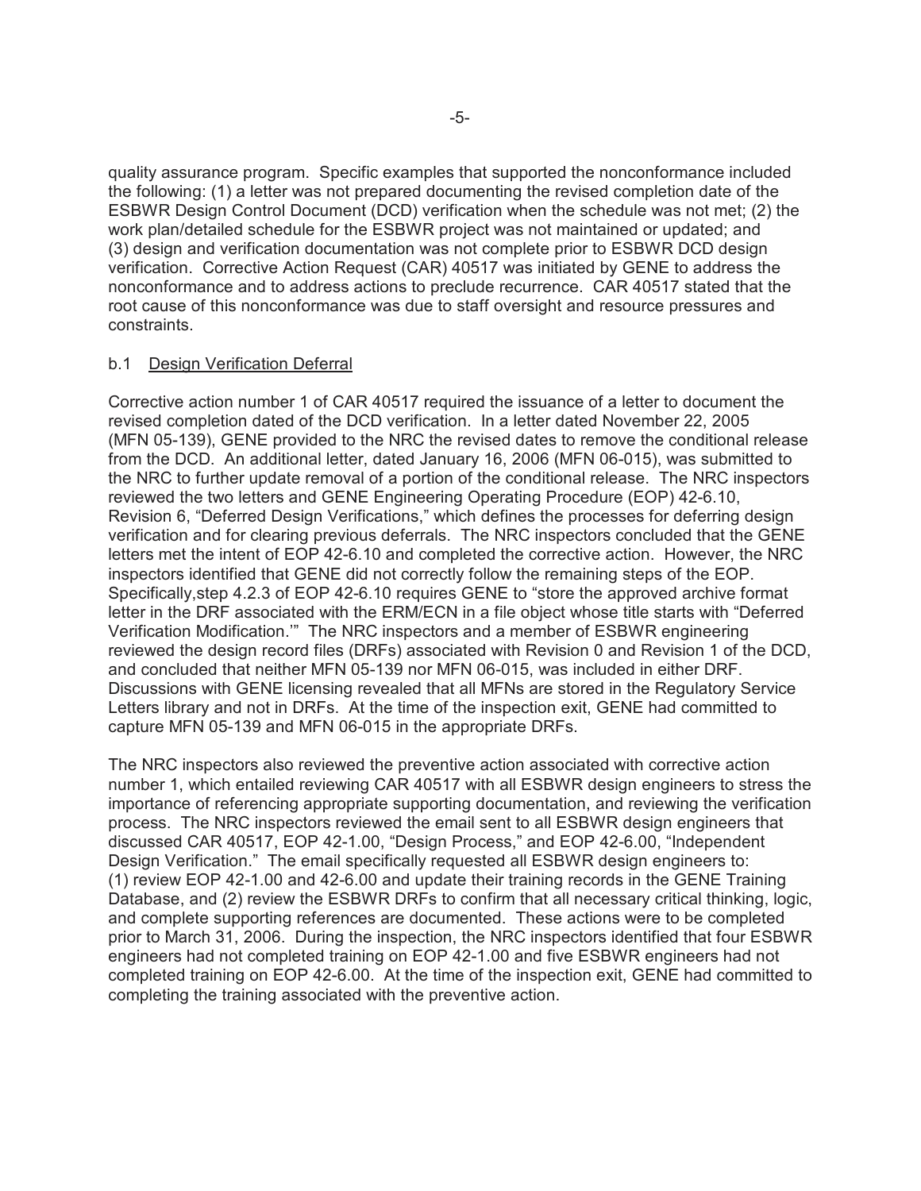quality assurance program. Specific examples that supported the nonconformance included the following: (1) a letter was not prepared documenting the revised completion date of the ESBWR Design Control Document (DCD) verification when the schedule was not met; (2) the work plan/detailed schedule for the ESBWR project was not maintained or updated; and (3) design and verification documentation was not complete prior to ESBWR DCD design verification. Corrective Action Request (CAR) 40517 was initiated by GENE to address the nonconformance and to address actions to preclude recurrence. CAR 40517 stated that the root cause of this nonconformance was due to staff oversight and resource pressures and constraints.

b.1 Design Verification Deferral

Corrective action number 1 of CAR 40517 required the issuance of a letter to document the revised completion dated of the DCD verification. In a letter dated November 22, 2005 (MFN 05-139), GENE provided to the NRC the revised dates to remove the conditional release from the DCD. An additional letter, dated January 16, 2006 (MFN 06-015), was submitted to the NRC to further update removal of a portion of the conditional release. The NRC inspectors reviewed the two letters and GENE Engineering Operating Procedure (EOP) 42-6.10, Revision 6, "Deferred Design Verifications," which defines the processes for deferring design verification and for clearing previous deferrals. The NRC inspectors concluded that the GENE letters met the intent of EOP 42-6.10 and completed the corrective action. However, the NRC inspectors identified that GENE did not correctly follow the remaining steps of the EOP. Specifically,step 4.2.3 of EOP 42-6.10 requires GENE to "store the approved archive format letter in the DRF associated with the ERM/ECN in a file object whose title starts with "Deferred Verification Modification.'" The NRC inspectors and a member of ESBWR engineering reviewed the design record files (DRFs) associated with Revision 0 and Revision 1 of the DCD, and concluded that neither MFN 05-139 nor MFN 06-015, was included in either DRF. Discussions with GENE licensing revealed that all MFNs are stored in the Regulatory Service Letters library and not in DRFs. At the time of the inspection exit, GENE had committed to capture MFN 05-139 and MFN 06-015 in the appropriate DRFs.

The NRC inspectors also reviewed the preventive action associated with corrective action number 1, which entailed reviewing CAR 40517 with all ESBWR design engineers to stress the importance of referencing appropriate supporting documentation, and reviewing the verification process. The NRC inspectors reviewed the email sent to all ESBWR design engineers that discussed CAR 40517, EOP 42-1.00, "Design Process," and EOP 42-6.00, "Independent Design Verification." The email specifically requested all ESBWR design engineers to: (1) review EOP 42-1.00 and 42-6.00 and update their training records in the GENE Training Database, and (2) review the ESBWR DRFs to confirm that all necessary critical thinking, logic, and complete supporting references are documented. These actions were to be completed prior to March 31, 2006. During the inspection, the NRC inspectors identified that four ESBWR engineers had not completed training on EOP 42-1.00 and five ESBWR engineers had not completed training on EOP 42-6.00. At the time of the inspection exit, GENE had committed to completing the training associated with the preventive action.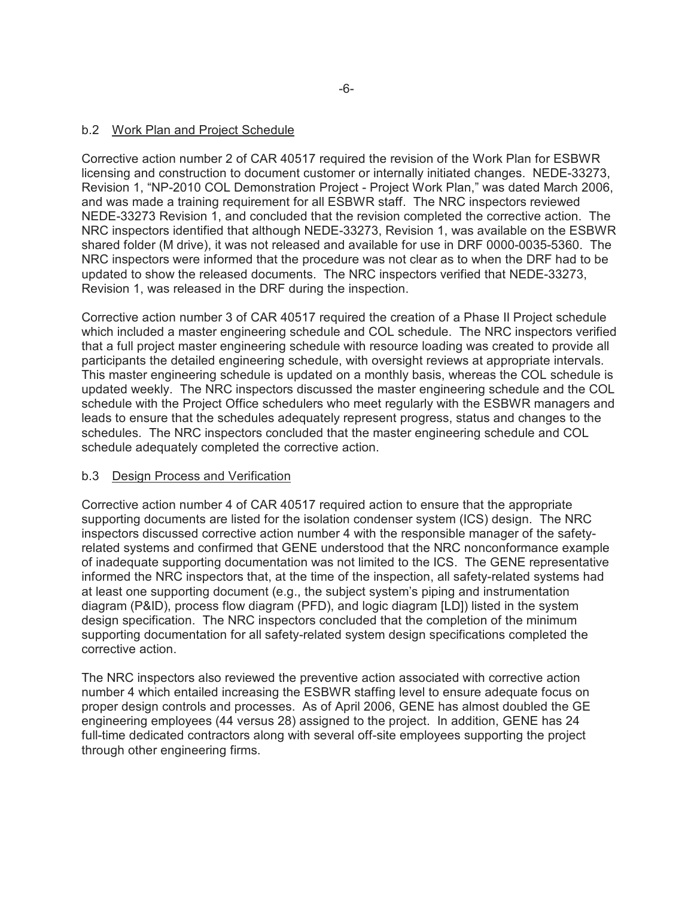### b.2 Work Plan and Project Schedule

Corrective action number 2 of CAR 40517 required the revision of the Work Plan for ESBWR licensing and construction to document customer or internally initiated changes. NEDE-33273, Revision 1, "NP-2010 COL Demonstration Project - Project Work Plan," was dated March 2006, and was made a training requirement for all ESBWR staff. The NRC inspectors reviewed NEDE-33273 Revision 1, and concluded that the revision completed the corrective action. The NRC inspectors identified that although NEDE-33273, Revision 1, was available on the ESBWR shared folder (M drive), it was not released and available for use in DRF 0000-0035-5360. The NRC inspectors were informed that the procedure was not clear as to when the DRF had to be updated to show the released documents. The NRC inspectors verified that NEDE-33273, Revision 1, was released in the DRF during the inspection.

Corrective action number 3 of CAR 40517 required the creation of a Phase II Project schedule which included a master engineering schedule and COL schedule. The NRC inspectors verified that a full project master engineering schedule with resource loading was created to provide all participants the detailed engineering schedule, with oversight reviews at appropriate intervals. This master engineering schedule is updated on a monthly basis, whereas the COL schedule is updated weekly. The NRC inspectors discussed the master engineering schedule and the COL schedule with the Project Office schedulers who meet regularly with the ESBWR managers and leads to ensure that the schedules adequately represent progress, status and changes to the schedules. The NRC inspectors concluded that the master engineering schedule and COL schedule adequately completed the corrective action.

### b.3 Design Process and Verification

Corrective action number 4 of CAR 40517 required action to ensure that the appropriate supporting documents are listed for the isolation condenser system (ICS) design. The NRC inspectors discussed corrective action number 4 with the responsible manager of the safety-related systems and confirmed that GENE understood that the NRC nonconformance example of inadequate supporting documentation was not limited to the ICS. The GENE representative informed the NRC inspectors that, at the time of the inspection, all safety-related systems had at least one supporting document (e.g., the subject system's piping and instrumentation diagram (P&ID), process flow diagram (PFD), and logic diagram [LD]) listed in the system design specification. The NRC inspectors concluded that the completion of the minimum supporting documentation for all safety-related system design specifications completed the corrective action.

The NRC inspectors also reviewed the preventive action associated with corrective action number 4 which entailed increasing the ESBWR staffing level to ensure adequate focus on proper design controls and processes. As of April 2006, GENE has almost doubled the GE engineering employees (44 versus 28) assigned to the project. In addition, GENE has 24 full-time dedicated contractors along with several off-site employees supporting the project through other engineering firms.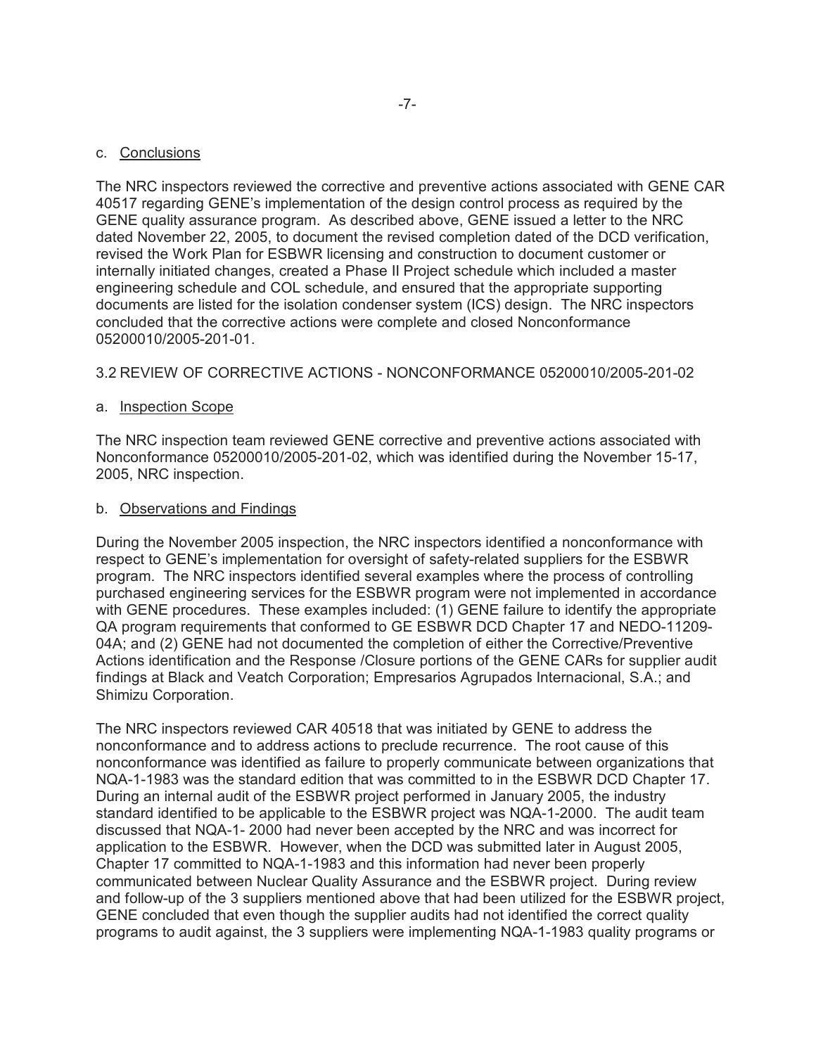c. Conclusions

The NRC inspectors reviewed the corrective and preventive actions associated with GENE CAR 40517 regarding GENE's implementation of the design control process as required by the GENE quality assurance program. As described above, GENE issued a letter to the NRC dated November 22, 2005, to document the revised completion dated of the DCD verification, revised the Work Plan for ESBWR licensing and construction to document customer or internally initiated changes, created a Phase II Project schedule which included a master engineering schedule and COL schedule, and ensured that the appropriate supporting documents are listed for the isolation condenser system (ICS) design. The NRC inspectors concluded that the corrective actions were complete and closed Nonconformance 05200010/2005-201-01.

3.2 REVIEW OF CORRECTIVE ACTIONS - NONCONFORMANCE 05200010/2005-201-02

a. Inspection Scope

The NRC inspection team reviewed GENE corrective and preventive actions associated with Nonconformance 05200010/2005-201-02, which was identified during the November 15-17, 2005, NRC inspection.

b. Observations and Findings

During the November 2005 inspection, the NRC inspectors identified a nonconformance with respect to GENE's implementation for oversight of safety-related suppliers for the ESBWR program. The NRC inspectors identified several examples where the process of controlling purchased engineering services for the ESBWR program were not implemented in accordance with GENE procedures. These examples included: (1) GENE failure to identify the appropriate QA program requirements that conformed to GE ESBWR DCD Chapter 17 and NEDO-11209-04A; and (2) GENE had not documented the completion of either the Corrective/Preventive Actions identification and the Response /Closure portions of the GENE CARs for supplier audit findings at Black and Veatch Corporation; Empresarios Agrupados Internacional, S.A.; and Shimizu Corporation.

The NRC inspectors reviewed CAR 40518 that was initiated by GENE to address the nonconformance and to address actions to preclude recurrence. The root cause of this nonconformance was identified as failure to properly communicate between organizations that NQA-1-1983 was the standard edition that was committed to in the ESBWR DCD Chapter 17. During an internal audit of the ESBWR project performed in January 2005, the industry standard identified to be applicable to the ESBWR project was NQA-1-2000. The audit team discussed that NQA-1- 2000 had never been accepted by the NRC and was incorrect for application to the ESBWR. However, when the DCD was submitted later in August 2005, Chapter 17 committed to NQA-1-1983 and this information had never been properly communicated between Nuclear Quality Assurance and the ESBWR project. During review and follow-up of the 3 suppliers mentioned above that had been utilized for the ESBWR project, GENE concluded that even though the supplier audits had not identified the correct quality programs to audit against, the 3 suppliers were implementing NQA-1-1983 quality programs or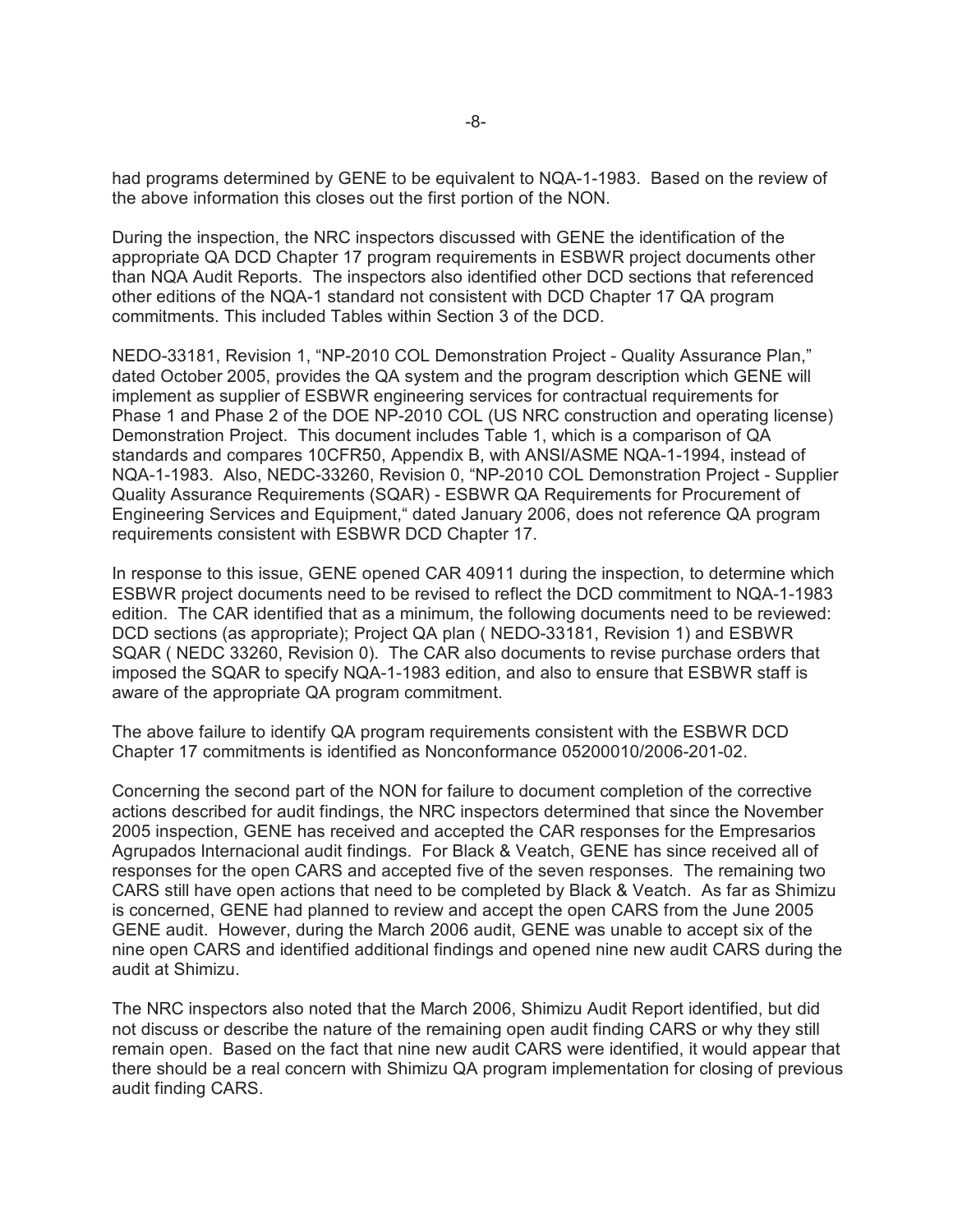had programs determined by GENE to be equivalent to NQA-1-1983. Based on the review of the above information this closes out the first portion of the NON.

During the inspection, the NRC inspectors discussed with GENE the identification of the appropriate QA DCD Chapter 17 program requirements in ESBWR project documents other than NQA Audit Reports. The inspectors also identified other DCD sections that referenced other editions of the NQA-1 standard not consistent with DCD Chapter 17 QA program commitments. This included Tables within Section 3 of the DCD.

NEDO-33181, Revision 1, "NP-2010 COL Demonstration Project - Quality Assurance Plan," dated October 2005, provides the QA system and the program description which GENE will implement as supplier of ESBWR engineering services for contractual requirements for Phase 1 and Phase 2 of the DOE NP-2010 COL (US NRC construction and operating license) Demonstration Project. This document includes Table 1, which is a comparison of QA standards and compares 10CFR50, Appendix B, with ANSI/ASME NQA-1-1994, instead of NQA-1-1983. Also, NEDC-33260, Revision 0, "NP-2010 COL Demonstration Project - Supplier Quality Assurance Requirements (SQAR) - ESBWR QA Requirements for Procurement of Engineering Services and Equipment," dated January 2006, does not reference QA program requirements consistent with ESBWR DCD Chapter 17.

In response to this issue, GENE opened CAR 40911 during the inspection, to determine which ESBWR project documents need to be revised to reflect the DCD commitment to NQA-1-1983 edition. The CAR identified that as a minimum, the following documents need to be reviewed: DCD sections (as appropriate); Project QA plan ( NEDO-33181, Revision 1) and ESBWR SQAR ( NEDC 33260, Revision 0). The CAR also documents to revise purchase orders that imposed the SQAR to specify NQA-1-1983 edition, and also to ensure that ESBWR staff is aware of the appropriate QA program commitment.

The above failure to identify QA program requirements consistent with the ESBWR DCD Chapter 17 commitments is identified as Nonconformance 05200010/2006-201-02.

Concerning the second part of the NON for failure to document completion of the corrective actions described for audit findings, the NRC inspectors determined that since the November 2005 inspection, GENE has received and accepted the CAR responses for the Empresarios Agrupados Internacional audit findings. For Black & Veatch, GENE has since received all of responses for the open CARS and accepted five of the seven responses. The remaining two CARS still have open actions that need to be completed by Black & Veatch. As far as Shimizu is concerned, GENE had planned to review and accept the open CARS from the June 2005 GENE audit. However, during the March 2006 audit, GENE was unable to accept six of the nine open CARS and identified additional findings and opened nine new audit CARS during the audit at Shimizu.

The NRC inspectors also noted that the March 2006, Shimizu Audit Report identified, but did not discuss or describe the nature of the remaining open audit finding CARS or why they still remain open. Based on the fact that nine new audit CARS were identified, it would appear that there should be a real concern with Shimizu QA program implementation for closing of previous audit finding CARS.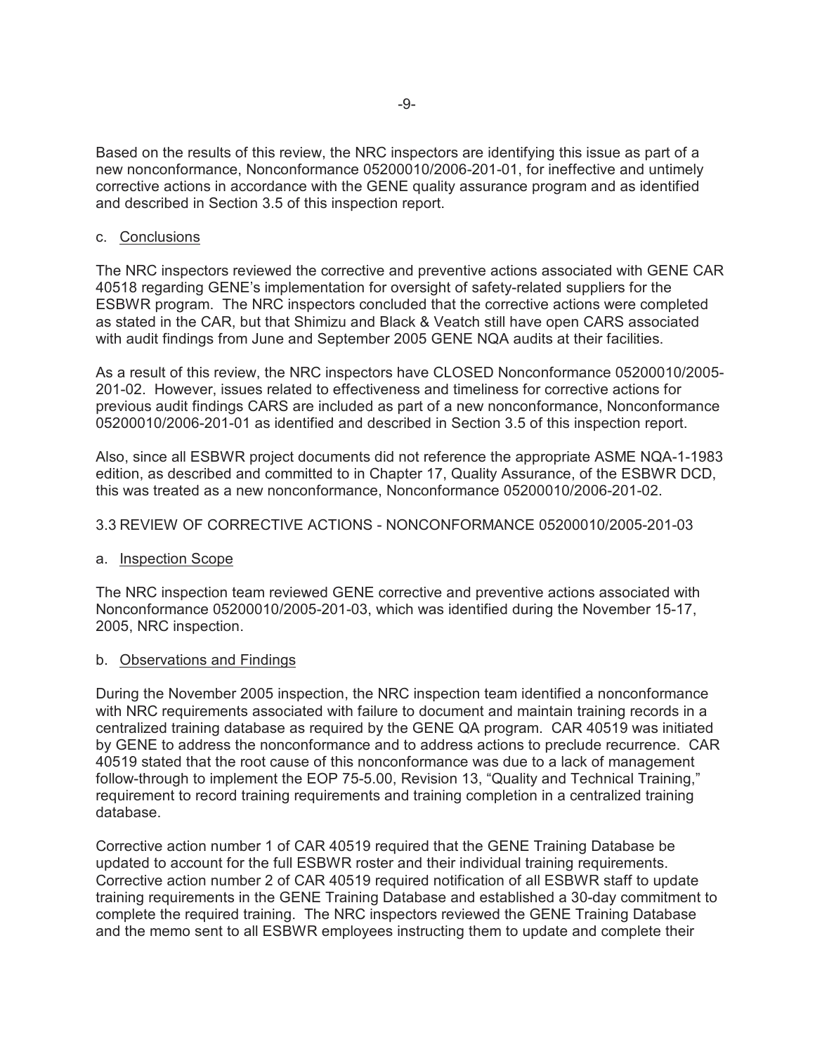Based on the results of this review, the NRC inspectors are identifying this issue as part of a new nonconformance, Nonconformance 05200010/2006-201-01, for ineffective and untimely corrective actions in accordance with the GENE quality assurance program and as identified and described in Section 3.5 of this inspection report.

c. Conclusions

The NRC inspectors reviewed the corrective and preventive actions associated with GENE CAR 40518 regarding GENE's implementation for oversight of safety-related suppliers for the ESBWR program. The NRC inspectors concluded that the corrective actions were completed as stated in the CAR, but that Shimizu and Black & Veatch still have open CARS associated with audit findings from June and September 2005 GENE NQA audits at their facilities.

As a result of this review, the NRC inspectors have CLOSED Nonconformance 05200010/2005-201-02. However, issues related to effectiveness and timeliness for corrective actions for previous audit findings CARS are included as part of a new nonconformance, Nonconformance 05200010/2006-201-01 as identified and described in Section 3.5 of this inspection report.

Also, since all ESBWR project documents did not reference the appropriate ASME NQA-1-1983 edition, as described and committed to in Chapter 17, Quality Assurance, of the ESBWR DCD, this was treated as a new nonconformance, Nonconformance 05200010/2006-201-02.

## 3.3 REVIEW OF CORRECTIVE ACTIONS - NONCONFORMANCE 05200010/2005-201-03

a. Inspection Scope

The NRC inspection team reviewed GENE corrective and preventive actions associated with Nonconformance 05200010/2005-201-03, which was identified during the November 15-17, 2005, NRC inspection.

b. Observations and Findings

During the November 2005 inspection, the NRC inspection team identified a nonconformance with NRC requirements associated with failure to document and maintain training records in a centralized training database as required by the GENE QA program. CAR 40519 was initiated by GENE to address the nonconformance and to address actions to preclude recurrence. CAR 40519 stated that the root cause of this nonconformance was due to a lack of management follow-through to implement the EOP 75-5.00, Revision 13, "Quality and Technical Training," requirement to record training requirements and training completion in a centralized training database.

Corrective action number 1 of CAR 40519 required that the GENE Training Database be updated to account for the full ESBWR roster and their individual training requirements. Corrective action number 2 of CAR 40519 required notification of all ESBWR staff to update training requirements in the GENE Training Database and established a 30-day commitment to complete the required training. The NRC inspectors reviewed the GENE Training Database and the memo sent to all ESBWR employees instructing them to update and complete their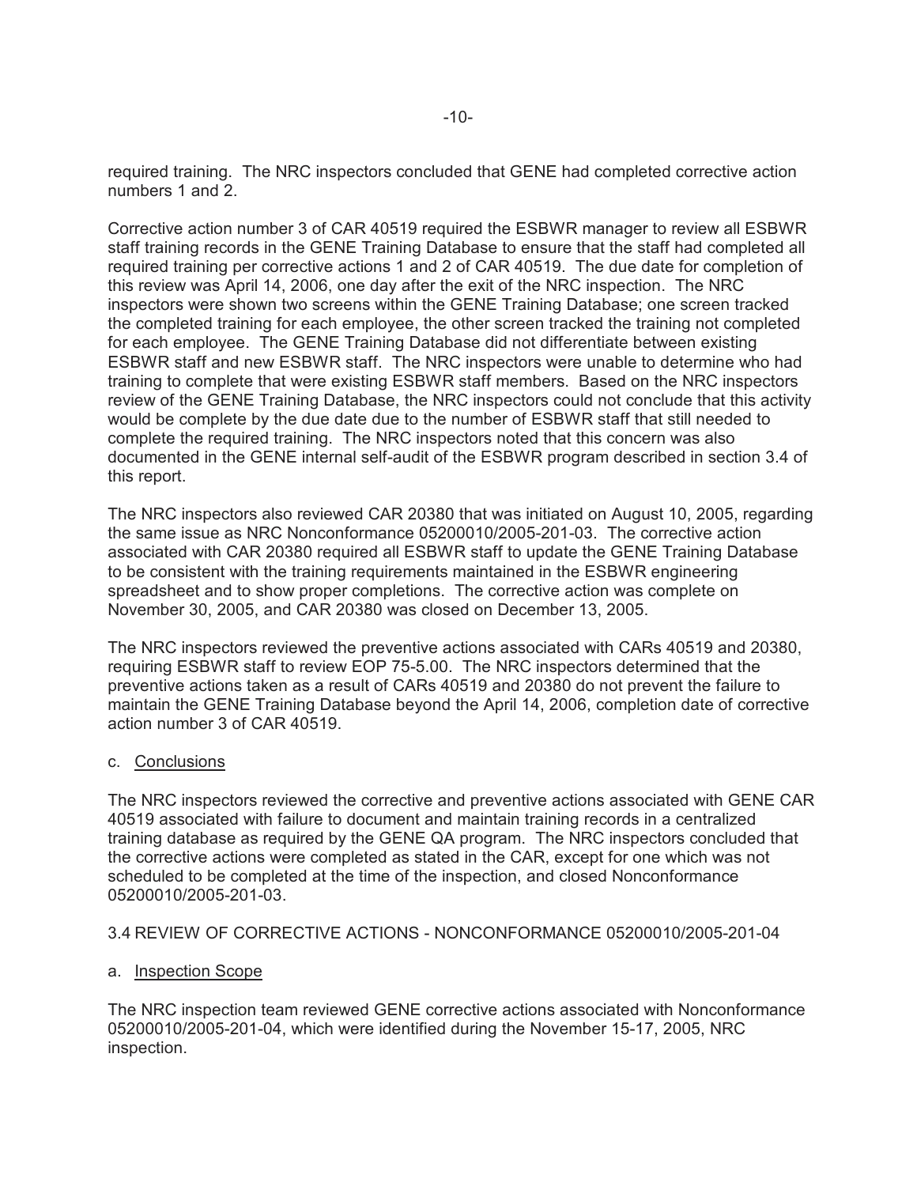required training. The NRC inspectors concluded that GENE had completed corrective action numbers 1 and 2.

Corrective action number 3 of CAR 40519 required the ESBWR manager to review all ESBWR staff training records in the GENE Training Database to ensure that the staff had completed all required training per corrective actions 1 and 2 of CAR 40519. The due date for completion of this review was April 14, 2006, one day after the exit of the NRC inspection. The NRC inspectors were shown two screens within the GENE Training Database; one screen tracked the completed training for each employee, the other screen tracked the training not completed for each employee. The GENE Training Database did not differentiate between existing ESBWR staff and new ESBWR staff. The NRC inspectors were unable to determine who had training to complete that were existing ESBWR staff members. Based on the NRC inspectors review of the GENE Training Database, the NRC inspectors could not conclude that this activity would be complete by the due date due to the number of ESBWR staff that still needed to complete the required training. The NRC inspectors noted that this concern was also documented in the GENE internal self-audit of the ESBWR program described in section 3.4 of this report.

The NRC inspectors also reviewed CAR 20380 that was initiated on August 10, 2005, regarding the same issue as NRC Nonconformance 05200010/2005-201-03. The corrective action associated with CAR 20380 required all ESBWR staff to update the GENE Training Database to be consistent with the training requirements maintained in the ESBWR engineering spreadsheet and to show proper completions. The corrective action was complete on November 30, 2005, and CAR 20380 was closed on December 13, 2005.

The NRC inspectors reviewed the preventive actions associated with CARs 40519 and 20380, requiring ESBWR staff to review EOP 75-5.00. The NRC inspectors determined that the preventive actions taken as a result of CARs 40519 and 20380 do not prevent the failure to maintain the GENE Training Database beyond the April 14, 2006, completion date of corrective action number 3 of CAR 40519.

c. Conclusions

The NRC inspectors reviewed the corrective and preventive actions associated with GENE CAR 40519 associated with failure to document and maintain training records in a centralized training database as required by the GENE QA program. The NRC inspectors concluded that the corrective actions were completed as stated in the CAR, except for one which was not scheduled to be completed at the time of the inspection, and closed Nonconformance 05200010/2005-201-03.

## 3.4 REVIEW OF CORRECTIVE ACTIONS - NONCONFORMANCE 05200010/2005-201-04

a. Inspection Scope

The NRC inspection team reviewed GENE corrective actions associated with Nonconformance 05200010/2005-201-04, which were identified during the November 15-17, 2005, NRC inspection.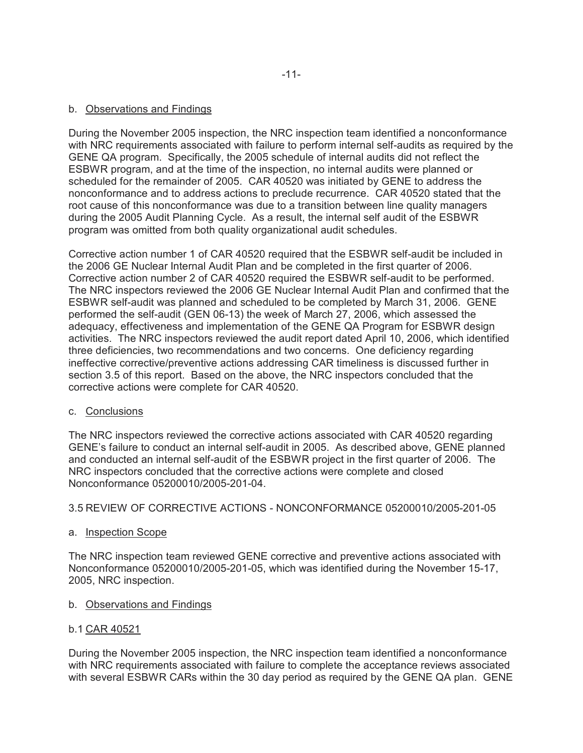b. Observations and Findings

During the November 2005 inspection, the NRC inspection team identified a nonconformance with NRC requirements associated with failure to perform internal self-audits as required by the GENE QA program. Specifically, the 2005 schedule of internal audits did not reflect the ESBWR program, and at the time of the inspection, no internal audits were planned or scheduled for the remainder of 2005. CAR 40520 was initiated by GENE to address the nonconformance and to address actions to preclude recurrence. CAR 40520 stated that the root cause of this nonconformance was due to a transition between line quality managers during the 2005 Audit Planning Cycle. As a result, the internal self audit of the ESBWR program was omitted from both quality organizational audit schedules.

Corrective action number 1 of CAR 40520 required that the ESBWR self-audit be included in the 2006 GE Nuclear Internal Audit Plan and be completed in the first quarter of 2006. Corrective action number 2 of CAR 40520 required the ESBWR self-audit to be performed. The NRC inspectors reviewed the 2006 GE Nuclear Internal Audit Plan and confirmed that the ESBWR self-audit was planned and scheduled to be completed by March 31, 2006. GENE performed the self-audit (GEN 06-13) the week of March 27, 2006, which assessed the adequacy, effectiveness and implementation of the GENE QA Program for ESBWR design activities. The NRC inspectors reviewed the audit report dated April 10, 2006, which identified three deficiencies, two recommendations and two concerns. One deficiency regarding ineffective corrective/preventive actions addressing CAR timeliness is discussed further in section 3.5 of this report. Based on the above, the NRC inspectors concluded that the corrective actions were complete for CAR 40520.

c. Conclusions

The NRC inspectors reviewed the corrective actions associated with CAR 40520 regarding GENE's failure to conduct an internal self-audit in 2005. As described above, GENE planned and conducted an internal self-audit of the ESBWR project in the first quarter of 2006. The NRC inspectors concluded that the corrective actions were complete and closed Nonconformance 05200010/2005-201-04.

## 3.5 REVIEW OF CORRECTIVE ACTIONS - NONCONFORMANCE 05200010/2005-201-05

a. Inspection Scope

The NRC inspection team reviewed GENE corrective and preventive actions associated with Nonconformance 05200010/2005-201-05, which was identified during the November 15-17, 2005, NRC inspection.

b. Observations and Findings

b.1 CAR 40521

During the November 2005 inspection, the NRC inspection team identified a nonconformance with NRC requirements associated with failure to complete the acceptance reviews associated with several ESBWR CARs within the 30 day period as required by the GENE QA plan. GENE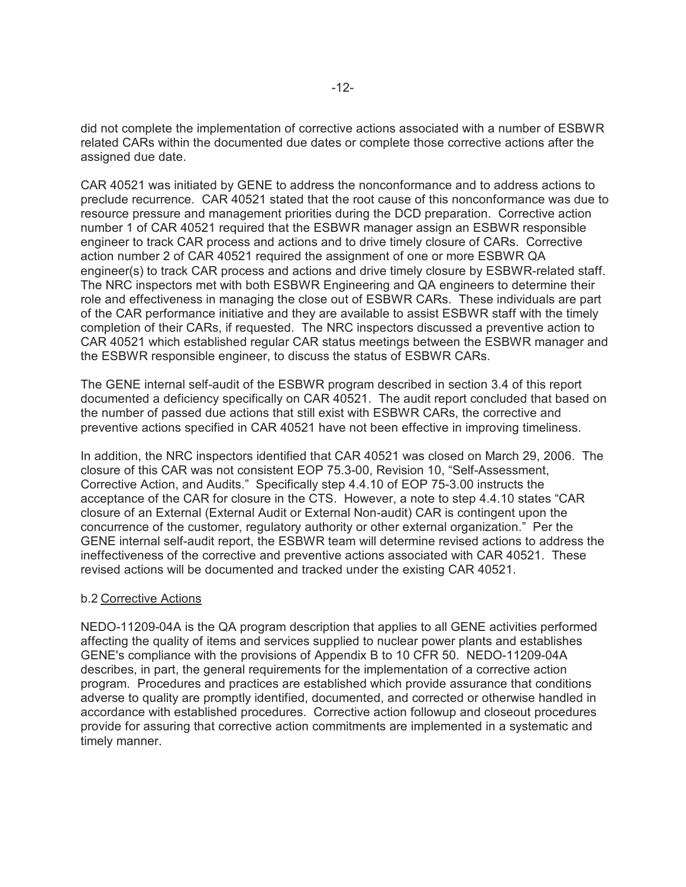did not complete the implementation of corrective actions associated with a number of ESBWR related CARs within the documented due dates or complete those corrective actions after the assigned due date.

CAR 40521 was initiated by GENE to address the nonconformance and to address actions to preclude recurrence. CAR 40521 stated that the root cause of this nonconformance was due to resource pressure and management priorities during the DCD preparation. Corrective action number 1 of CAR 40521 required that the ESBWR manager assign an ESBWR responsible engineer to track CAR process and actions and to drive timely closure of CARs. Corrective action number 2 of CAR 40521 required the assignment of one or more ESBWR QA engineer(s) to track CAR process and actions and drive timely closure by ESBWR-related staff. The NRC inspectors met with both ESBWR Engineering and QA engineers to determine their role and effectiveness in managing the close out of ESBWR CARs. These individuals are part of the CAR performance initiative and they are available to assist ESBWR staff with the timely completion of their CARs, if requested. The NRC inspectors discussed a preventive action to CAR 40521 which established regular CAR status meetings between the ESBWR manager and the ESBWR responsible engineer, to discuss the status of ESBWR CARs.

The GENE internal self-audit of the ESBWR program described in section 3.4 of this report documented a deficiency specifically on CAR 40521. The audit report concluded that based on the number of passed due actions that still exist with ESBWR CARs, the corrective and preventive actions specified in CAR 40521 have not been effective in improving timeliness.

In addition, the NRC inspectors identified that CAR 40521 was closed on March 29, 2006. The closure of this CAR was not consistent EOP 75.3-00, Revision 10, "Self-Assessment, Corrective Action, and Audits." Specifically step 4.4.10 of EOP 75-3.00 instructs the acceptance of the CAR for closure in the CTS. However, a note to step 4.4.10 states "CAR closure of an External (External Audit or External Non-audit) CAR is contingent upon the concurrence of the customer, regulatory authority or other external organization." Per the GENE internal self-audit report, the ESBWR team will determine revised actions to address the ineffectiveness of the corrective and preventive actions associated with CAR 40521. These revised actions will be documented and tracked under the existing CAR 40521.

b.2 Corrective Actions

NEDO-11209-04A is the QA program description that applies to all GENE activities performed affecting the quality of items and services supplied to nuclear power plants and establishes GENE's compliance with the provisions of Appendix B to 10 CFR 50. NEDO-11209-04A describes, in part, the general requirements for the implementation of a corrective action program. Procedures and practices are established which provide assurance that conditions adverse to quality are promptly identified, documented, and corrected or otherwise handled in accordance with established procedures. Corrective action followup and closeout procedures provide for assuring that corrective action commitments are implemented in a systematic and timely manner.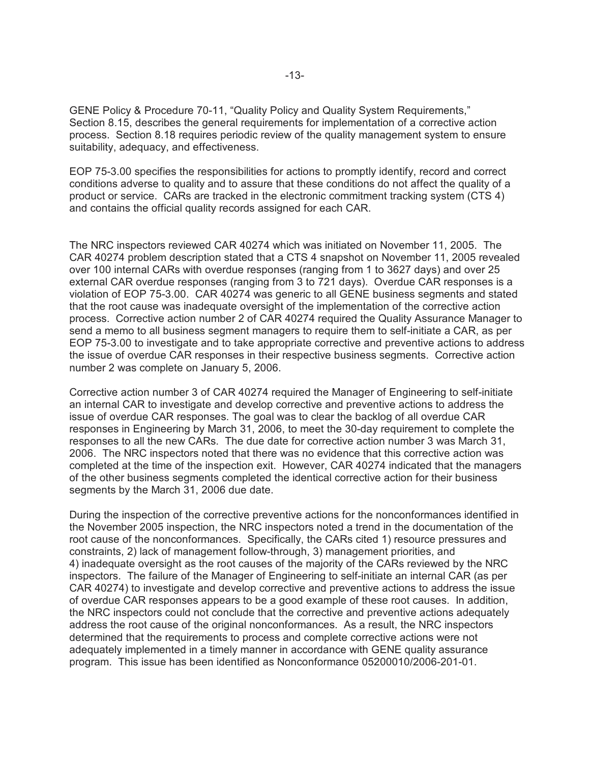GENE Policy & Procedure 70-11, "Quality Policy and Quality System Requirements," Section 8.15, describes the general requirements for implementation of a corrective action process. Section 8.18 requires periodic review of the quality management system to ensure suitability, adequacy, and effectiveness.

EOP 75-3.00 specifies the responsibilities for actions to promptly identify, record and correct conditions adverse to quality and to assure that these conditions do not affect the quality of a product or service. CARs are tracked in the electronic commitment tracking system (CTS 4) and contains the official quality records assigned for each CAR.

The NRC inspectors reviewed CAR 40274 which was initiated on November 11, 2005. The CAR 40274 problem description stated that a CTS 4 snapshot on November 11, 2005 revealed over 100 internal CARs with overdue responses (ranging from 1 to 3627 days) and over 25 external CAR overdue responses (ranging from 3 to 721 days). Overdue CAR responses is a violation of EOP 75-3.00. CAR 40274 was generic to all GENE business segments and stated that the root cause was inadequate oversight of the implementation of the corrective action process. Corrective action number 2 of CAR 40274 required the Quality Assurance Manager to send a memo to all business segment managers to require them to self-initiate a CAR, as per EOP 75-3.00 to investigate and to take appropriate corrective and preventive actions to address the issue of overdue CAR responses in their respective business segments. Corrective action number 2 was complete on January 5, 2006.

Corrective action number 3 of CAR 40274 required the Manager of Engineering to self-initiate an internal CAR to investigate and develop corrective and preventive actions to address the issue of overdue CAR responses. The goal was to clear the backlog of all overdue CAR responses in Engineering by March 31, 2006, to meet the 30-day requirement to complete the responses to all the new CARs. The due date for corrective action number 3 was March 31, 2006. The NRC inspectors noted that there was no evidence that this corrective action was completed at the time of the inspection exit. However, CAR 40274 indicated that the managers of the other business segments completed the identical corrective action for their business segments by the March 31, 2006 due date.

During the inspection of the corrective preventive actions for the nonconformances identified in the November 2005 inspection, the NRC inspectors noted a trend in the documentation of the root cause of the nonconformances. Specifically, the CARs cited 1) resource pressures and constraints, 2) lack of management follow-through, 3) management priorities, and 4) inadequate oversight as the root causes of the majority of the CARs reviewed by the NRC inspectors. The failure of the Manager of Engineering to self-initiate an internal CAR (as per CAR 40274) to investigate and develop corrective and preventive actions to address the issue of overdue CAR responses appears to be a good example of these root causes. In addition, the NRC inspectors could not conclude that the corrective and preventive actions adequately address the root cause of the original nonconformances. As a result, the NRC inspectors determined that the requirements to process and complete corrective actions were not adequately implemented in a timely manner in accordance with GENE quality assurance program. This issue has been identified as Nonconformance 05200010/2006-201-01.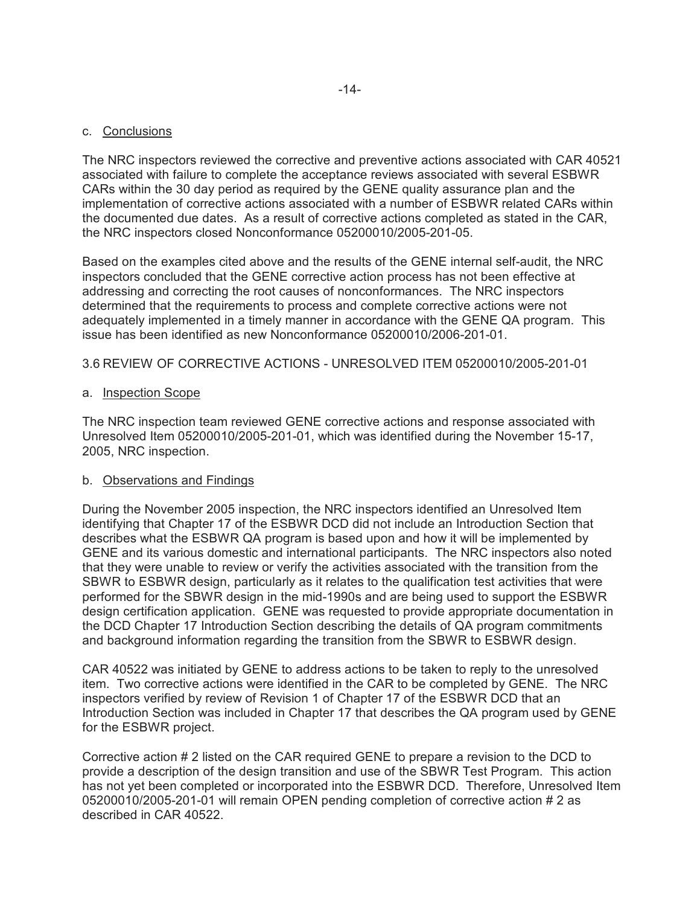c. Conclusions

The NRC inspectors reviewed the corrective and preventive actions associated with CAR 40521 associated with failure to complete the acceptance reviews associated with several ESBWR CARs within the 30 day period as required by the GENE quality assurance plan and the implementation of corrective actions associated with a number of ESBWR related CARs within the documented due dates. As a result of corrective actions completed as stated in the CAR, the NRC inspectors closed Nonconformance 05200010/2005-201-05.

Based on the examples cited above and the results of the GENE internal self-audit, the NRC inspectors concluded that the GENE corrective action process has not been effective at addressing and correcting the root causes of nonconformances. The NRC inspectors determined that the requirements to process and complete corrective actions were not adequately implemented in a timely manner in accordance with the GENE QA program. This issue has been identified as new Nonconformance 05200010/2006-201-01.

### 3.6 REVIEW OF CORRECTIVE ACTIONS - UNRESOLVED ITEM 05200010/2005-201-01

a. Inspection Scope

The NRC inspection team reviewed GENE corrective actions and response associated with Unresolved Item 05200010/2005-201-01, which was identified during the November 15-17, 2005, NRC inspection.

b. Observations and Findings

During the November 2005 inspection, the NRC inspectors identified an Unresolved Item identifying that Chapter 17 of the ESBWR DCD did not include an Introduction Section that describes what the ESBWR QA program is based upon and how it will be implemented by GENE and its various domestic and international participants. The NRC inspectors also noted that they were unable to review or verify the activities associated with the transition from the SBWR to ESBWR design, particularly as it relates to the qualification test activities that were performed for the SBWR design in the mid-1990s and are being used to support the ESBWR design certification application. GENE was requested to provide appropriate documentation in the DCD Chapter 17 Introduction Section describing the details of QA program commitments and background information regarding the transition from the SBWR to ESBWR design.

CAR 40522 was initiated by GENE to address actions to be taken to reply to the unresolved item. Two corrective actions were identified in the CAR to be completed by GENE. The NRC inspectors verified by review of Revision 1 of Chapter 17 of the ESBWR DCD that an Introduction Section was included in Chapter 17 that describes the QA program used by GENE for the ESBWR project.

Corrective action # 2 listed on the CAR required GENE to prepare a revision to the DCD to provide a description of the design transition and use of the SBWR Test Program. This action has not yet been completed or incorporated into the ESBWR DCD. Therefore, Unresolved Item 05200010/2005-201-01 will remain OPEN pending completion of corrective action # 2 as described in CAR 40522.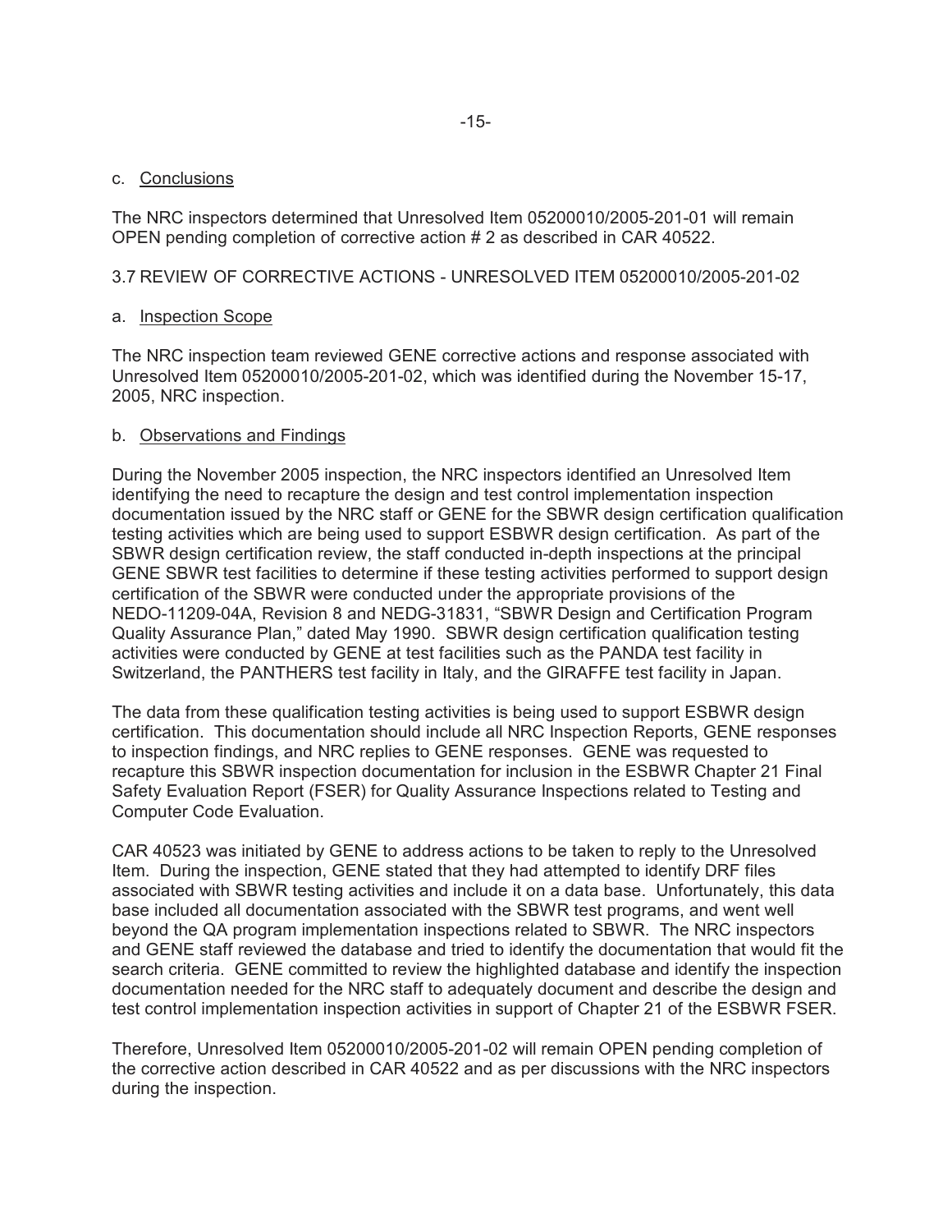c. <u>Conclusions</u>

The NRC inspectors determined that Unresolved Item 05200010/2005-201-01 will remain OPEN pending completion of corrective action # 2 as described in CAR 40522.

3.7 REVIEW OF CORRECTIVE ACTIONS - UNRESOLVED ITEM 05200010/2005-201-02

a. <u>Inspection Scope</u>

The NRC inspection team reviewed GENE corrective actions and response associated with Unresolved Item 05200010/2005-201-02, which was identified during the November 15-17, 2005, NRC inspection.

b. <u>Observations and Findings</u>

During the November 2005 inspection, the NRC inspectors identified an Unresolved Item identifying the need to recapture the design and test control implementation inspection documentation issued by the NRC staff or GENE for the SBWR design certification qualification testing activities which are being used to support ESBWR design certification. As part of the SBWR design certification review, the staff conducted in-depth inspections at the principal GENE SBWR test facilities to determine if these testing activities performed to support design certification of the SBWR were conducted under the appropriate provisions of the NEDO-11209-04A, Revision 8 and NEDG-31831, "SBWR Design and Certification Program Quality Assurance Plan," dated May 1990. SBWR design certification qualification testing activities were conducted by GENE at test facilities such as the PANDA test facility in Switzerland, the PANTHERS test facility in Italy, and the GIRAFFE test facility in Japan.

The data from these qualification testing activities is being used to support ESBWR design certification. This documentation should include all NRC Inspection Reports, GENE responses to inspection findings, and NRC replies to GENE responses. GENE was requested to recapture this SBWR inspection documentation for inclusion in the ESBWR Chapter 21 Final Safety Evaluation Report (FSER) for Quality Assurance Inspections related to Testing and Computer Code Evaluation.

CAR 40523 was initiated by GENE to address actions to be taken to reply to the Unresolved Item. During the inspection, GENE stated that they had attempted to identify DRF files associated with SBWR testing activities and include it on a data base. Unfortunately, this data base included all documentation associated with the SBWR test programs, and went well beyond the QA program implementation inspections related to SBWR. The NRC inspectors and GENE staff reviewed the database and tried to identify the documentation that would fit the search criteria. GENE committed to review the highlighted database and identify the inspection documentation needed for the NRC staff to adequately document and describe the design and test control implementation inspection activities in support of Chapter 21 of the ESBWR FSER.

Therefore, Unresolved Item 05200010/2005-201-02 will remain OPEN pending completion of the corrective action described in CAR 40522 and as per discussions with the NRC inspectors during the inspection.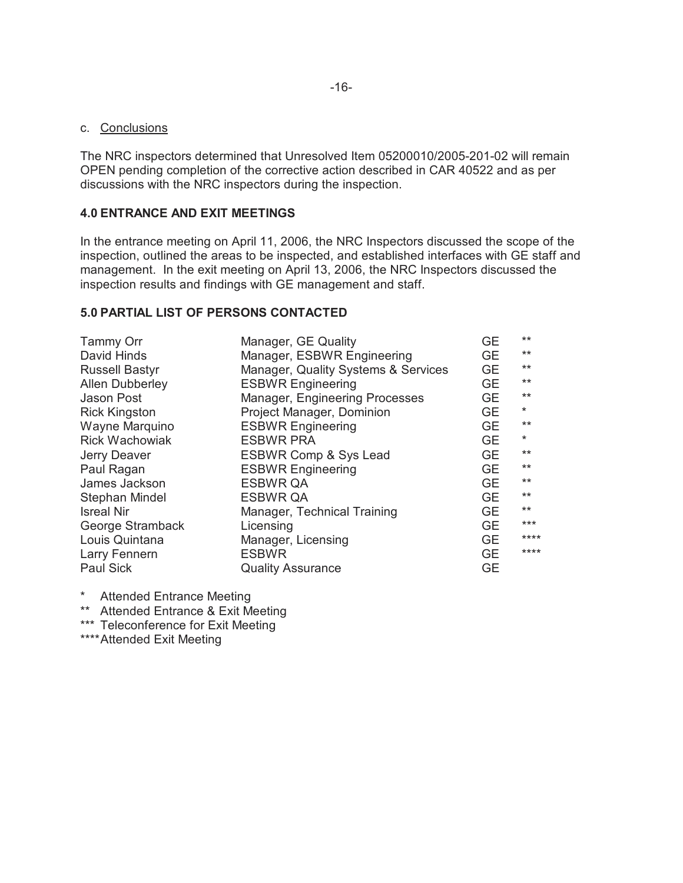c. Conclusions

The NRC inspectors determined that Unresolved Item 05200010/2005-201-02 will remain OPEN pending completion of the corrective action described in CAR 40522 and as per discussions with the NRC inspectors during the inspection.

**4.0 ENTRANCE AND EXIT MEETINGS**

In the entrance meeting on April 11, 2006, the NRC Inspectors discussed the scope of the inspection, outlined the areas to be inspected, and established interfaces with GE staff and management. In the exit meeting on April 13, 2006, the NRC Inspectors discussed the inspection results and findings with GE management and staff.

**5.0 PARTIAL LIST OF PERSONS CONTACTED**

| | | | |
|---|---|---|---|
| Tammy Orr | Manager, GE Quality | GE | ** |
| David Hinds | Manager, ESBWR Engineering | GE | ** |
| Russell Bastyr | Manager, Quality Systems & Services | GE | ** |
| Allen Dubberley | ESBWR Engineering | GE | ** |
| Jason Post | Manager, Engineering Processes | GE | ** |
| Rick Kingston | Project Manager, Dominion | GE | * |
| Wayne Marquino | ESBWR Engineering | GE | ** |
| Rick Wachowiak | ESBWR PRA | GE | * |
| Jerry Deaver | ESBWR Comp & Sys Lead | GE | ** |
| Paul Ragan | ESBWR Engineering | GE | ** |
| James Jackson | ESBWR QA | GE | ** |
| Stephan Mindel | ESBWR QA | GE | ** |
| Isreal Nir | Manager, Technical Training | GE | ** |
| George Stramback | Licensing | GE | *** |
| Louis Quintana | Manager, Licensing | GE | **** |
| Larry Fennern | ESBWR | GE | **** |
| Paul Sick | Quality Assurance | GE | |

\* Attended Entrance Meeting
** Attended Entrance & Exit Meeting
*** Teleconference for Exit Meeting
**** Attended Exit Meeting